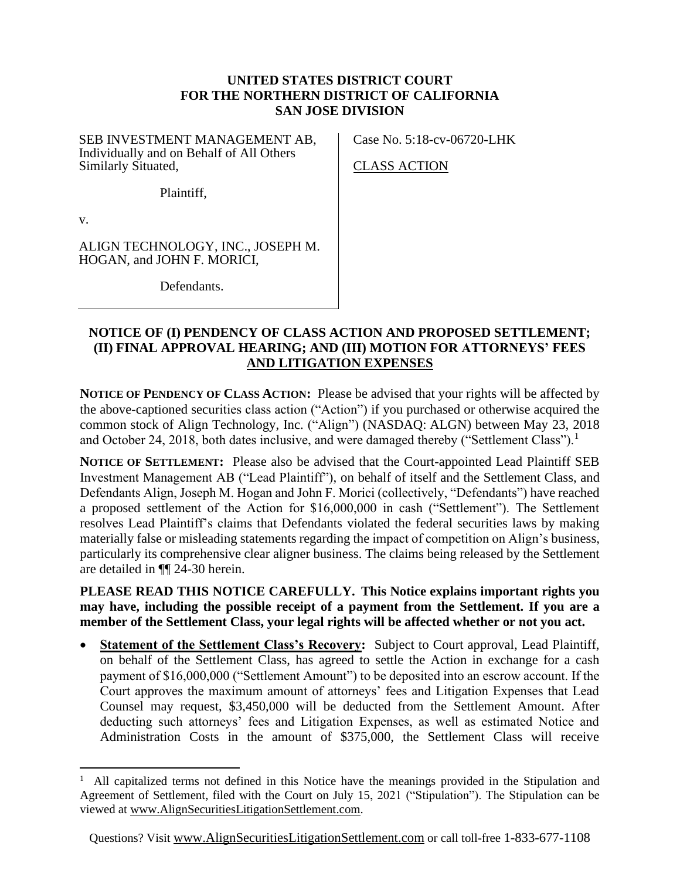**UNITED STATES DISTRICT COURT**
**FOR THE NORTHERN DISTRICT OF CALIFORNIA**
**SAN JOSE DIVISION**

| | |
|---|---|
| SEB INVESTMENT MANAGEMENT AB, Individually and on Behalf of All Others Similarly Situated,<br><br>Plaintiff,<br><br>v.<br><br>ALIGN TECHNOLOGY, INC., JOSEPH M. HOGAN, and JOHN F. MORICI,<br><br>Defendants. | Case No. 5:18-cv-06720-LHK<br><br>CLASS ACTION |

## NOTICE OF (I) PENDENCY OF CLASS ACTION AND PROPOSED SETTLEMENT; (II) FINAL APPROVAL HEARING; AND (III) MOTION FOR ATTORNEYS' FEES AND LITIGATION EXPENSES

**NOTICE OF PENDENCY OF CLASS ACTION:** Please be advised that your rights will be affected by the above-captioned securities class action ("Action") if you purchased or otherwise acquired the common stock of Align Technology, Inc. ("Align") (NASDAQ: ALGN) between May 23, 2018 and October 24, 2018, both dates inclusive, and were damaged thereby ("Settlement Class").[1]

**NOTICE OF SETTLEMENT:** Please also be advised that the Court-appointed Lead Plaintiff SEB Investment Management AB ("Lead Plaintiff"), on behalf of itself and the Settlement Class, and Defendants Align, Joseph M. Hogan and John F. Morici (collectively, "Defendants") have reached a proposed settlement of the Action for $16,000,000 in cash ("Settlement"). The Settlement resolves Lead Plaintiff's claims that Defendants violated the federal securities laws by making materially false or misleading statements regarding the impact of competition on Align's business, particularly its comprehensive clear aligner business. The claims being released by the Settlement are detailed in ¶¶ 24-30 herein.

**PLEASE READ THIS NOTICE CAREFULLY. This Notice explains important rights you may have, including the possible receipt of a payment from the Settlement. If you are a member of the Settlement Class, your legal rights will be affected whether or not you act.**

- **Statement of the Settlement Class's Recovery:** Subject to Court approval, Lead Plaintiff, on behalf of the Settlement Class, has agreed to settle the Action in exchange for a cash payment of $16,000,000 ("Settlement Amount") to be deposited into an escrow account. If the Court approves the maximum amount of attorneys' fees and Litigation Expenses that Lead Counsel may request, $3,450,000 will be deducted from the Settlement Amount. After deducting such attorneys' fees and Litigation Expenses, as well as estimated Notice and Administration Costs in the amount of $375,000, the Settlement Class will receive

[1] All capitalized terms not defined in this Notice have the meanings provided in the Stipulation and Agreement of Settlement, filed with the Court on July 15, 2021 ("Stipulation"). The Stipulation can be viewed at www.AlignSecuritiesLitigationSettlement.com.

Questions? Visit www.AlignSecuritiesLitigationSettlement.com or call toll-free 1-833-677-1108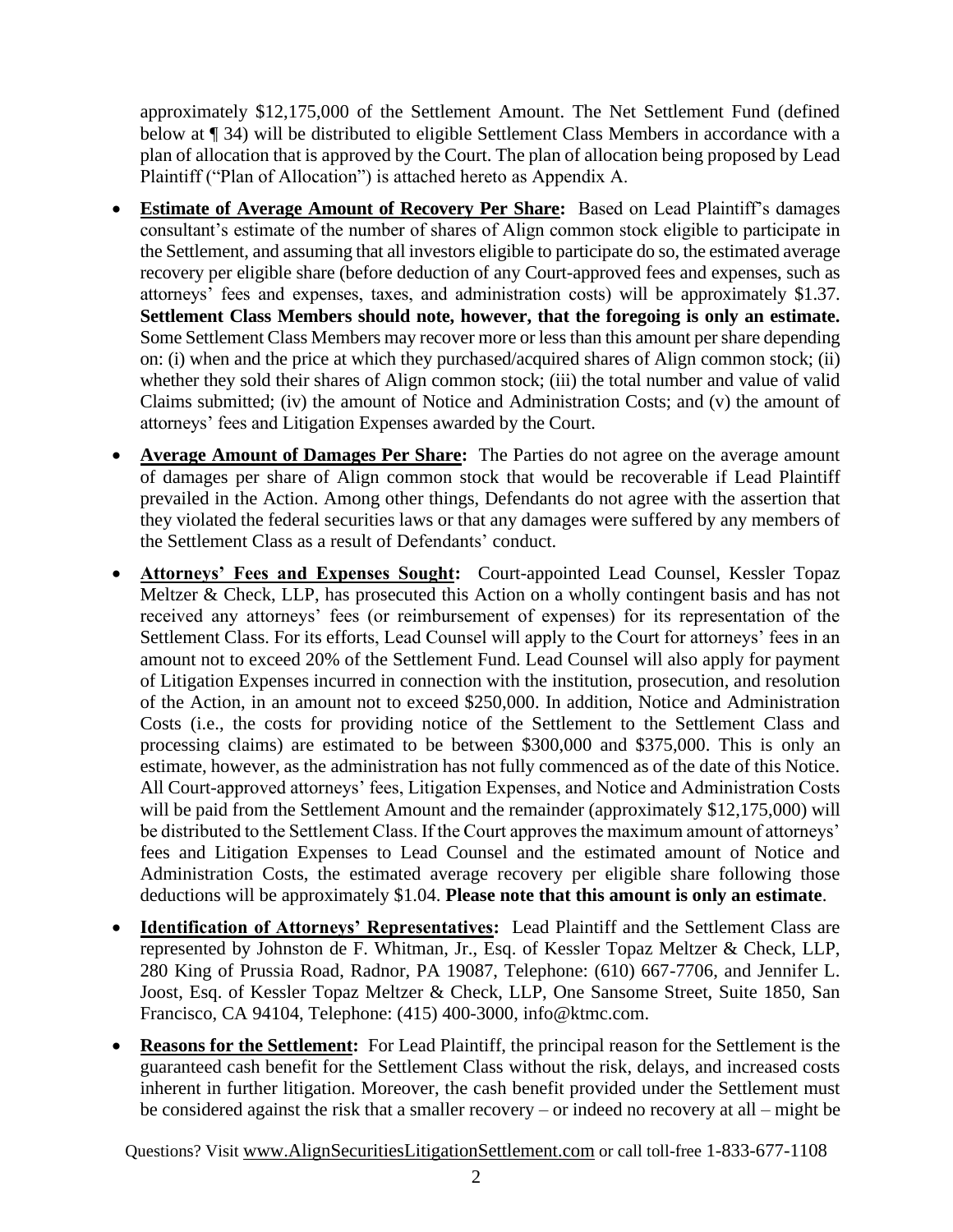approximately $12,175,000 of the Settlement Amount. The Net Settlement Fund (defined below at ¶ 34) will be distributed to eligible Settlement Class Members in accordance with a plan of allocation that is approved by the Court. The plan of allocation being proposed by Lead Plaintiff ("Plan of Allocation") is attached hereto as Appendix A.

- **Estimate of Average Amount of Recovery Per Share:** Based on Lead Plaintiff's damages consultant's estimate of the number of shares of Align common stock eligible to participate in the Settlement, and assuming that all investors eligible to participate do so, the estimated average recovery per eligible share (before deduction of any Court-approved fees and expenses, such as attorneys' fees and expenses, taxes, and administration costs) will be approximately $1.37. **Settlement Class Members should note, however, that the foregoing is only an estimate.** Some Settlement Class Members may recover more or less than this amount per share depending on: (i) when and the price at which they purchased/acquired shares of Align common stock; (ii) whether they sold their shares of Align common stock; (iii) the total number and value of valid Claims submitted; (iv) the amount of Notice and Administration Costs; and (v) the amount of attorneys' fees and Litigation Expenses awarded by the Court.

- **Average Amount of Damages Per Share:** The Parties do not agree on the average amount of damages per share of Align common stock that would be recoverable if Lead Plaintiff prevailed in the Action. Among other things, Defendants do not agree with the assertion that they violated the federal securities laws or that any damages were suffered by any members of the Settlement Class as a result of Defendants' conduct.

- **Attorneys' Fees and Expenses Sought:** Court-appointed Lead Counsel, Kessler Topaz Meltzer & Check, LLP, has prosecuted this Action on a wholly contingent basis and has not received any attorneys' fees (or reimbursement of expenses) for its representation of the Settlement Class. For its efforts, Lead Counsel will apply to the Court for attorneys' fees in an amount not to exceed 20% of the Settlement Fund. Lead Counsel will also apply for payment of Litigation Expenses incurred in connection with the institution, prosecution, and resolution of the Action, in an amount not to exceed $250,000. In addition, Notice and Administration Costs (i.e., the costs for providing notice of the Settlement to the Settlement Class and processing claims) are estimated to be between $300,000 and $375,000. This is only an estimate, however, as the administration has not fully commenced as of the date of this Notice. All Court-approved attorneys' fees, Litigation Expenses, and Notice and Administration Costs will be paid from the Settlement Amount and the remainder (approximately $12,175,000) will be distributed to the Settlement Class. If the Court approves the maximum amount of attorneys' fees and Litigation Expenses to Lead Counsel and the estimated amount of Notice and Administration Costs, the estimated average recovery per eligible share following those deductions will be approximately $1.04. **Please note that this amount is only an estimate**.

- **Identification of Attorneys' Representatives:** Lead Plaintiff and the Settlement Class are represented by Johnston de F. Whitman, Jr., Esq. of Kessler Topaz Meltzer & Check, LLP, 280 King of Prussia Road, Radnor, PA 19087, Telephone: (610) 667-7706, and Jennifer L. Joost, Esq. of Kessler Topaz Meltzer & Check, LLP, One Sansome Street, Suite 1850, San Francisco, CA 94104, Telephone: (415) 400-3000, info@ktmc.com.

- **Reasons for the Settlement:** For Lead Plaintiff, the principal reason for the Settlement is the guaranteed cash benefit for the Settlement Class without the risk, delays, and increased costs inherent in further litigation. Moreover, the cash benefit provided under the Settlement must be considered against the risk that a smaller recovery – or indeed no recovery at all – might be

Questions? Visit www.AlignSecuritiesLitigationSettlement.com or call toll-free 1-833-677-1108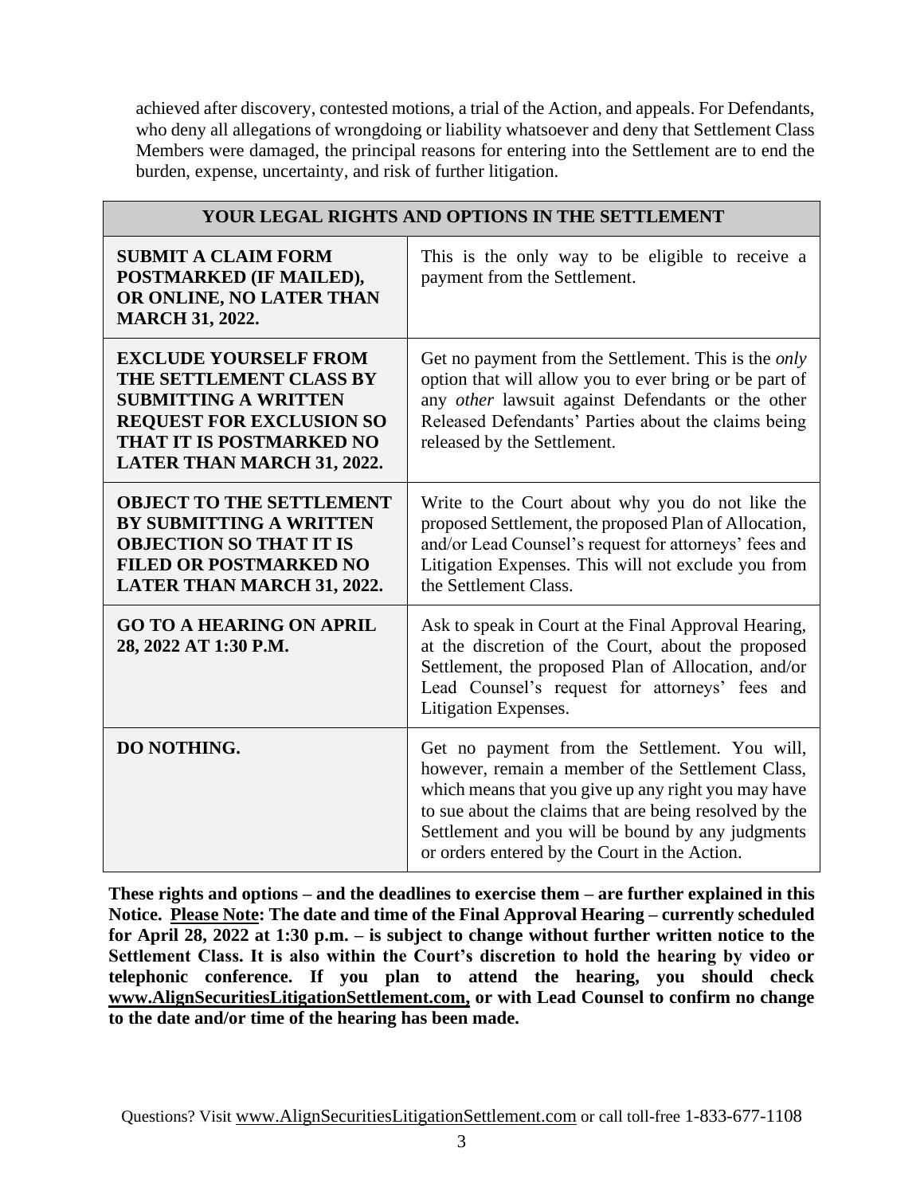achieved after discovery, contested motions, a trial of the Action, and appeals. For Defendants, who deny all allegations of wrongdoing or liability whatsoever and deny that Settlement Class Members were damaged, the principal reasons for entering into the Settlement are to end the burden, expense, uncertainty, and risk of further litigation.

| YOUR LEGAL RIGHTS AND OPTIONS IN THE SETTLEMENT | |
|---|---|
| **SUBMIT A CLAIM FORM POSTMARKED (IF MAILED), OR ONLINE, NO LATER THAN MARCH 31, 2022.** | This is the only way to be eligible to receive a payment from the Settlement. |
| **EXCLUDE YOURSELF FROM THE SETTLEMENT CLASS BY SUBMITTING A WRITTEN REQUEST FOR EXCLUSION SO THAT IT IS POSTMARKED NO LATER THAN MARCH 31, 2022.** | Get no payment from the Settlement. This is the *only* option that will allow you to ever bring or be part of any *other* lawsuit against Defendants or the other Released Defendants' Parties about the claims being released by the Settlement. |
| **OBJECT TO THE SETTLEMENT BY SUBMITTING A WRITTEN OBJECTION SO THAT IT IS FILED OR POSTMARKED NO LATER THAN MARCH 31, 2022.** | Write to the Court about why you do not like the proposed Settlement, the proposed Plan of Allocation, and/or Lead Counsel's request for attorneys' fees and Litigation Expenses. This will not exclude you from the Settlement Class. |
| **GO TO A HEARING ON APRIL 28, 2022 AT 1:30 P.M.** | Ask to speak in Court at the Final Approval Hearing, at the discretion of the Court, about the proposed Settlement, the proposed Plan of Allocation, and/or Lead Counsel's request for attorneys' fees and Litigation Expenses. |
| **DO NOTHING.** | Get no payment from the Settlement. You will, however, remain a member of the Settlement Class, which means that you give up any right you may have to sue about the claims that are being resolved by the Settlement and you will be bound by any judgments or orders entered by the Court in the Action. |

**These rights and options – and the deadlines to exercise them – are further explained in this Notice. Please Note: The date and time of the Final Approval Hearing – currently scheduled for April 28, 2022 at 1:30 p.m. – is subject to change without further written notice to the Settlement Class. It is also within the Court's discretion to hold the hearing by video or telephonic conference. If you plan to attend the hearing, you should check www.AlignSecuritiesLitigationSettlement.com, or with Lead Counsel to confirm no change to the date and/or time of the hearing has been made.**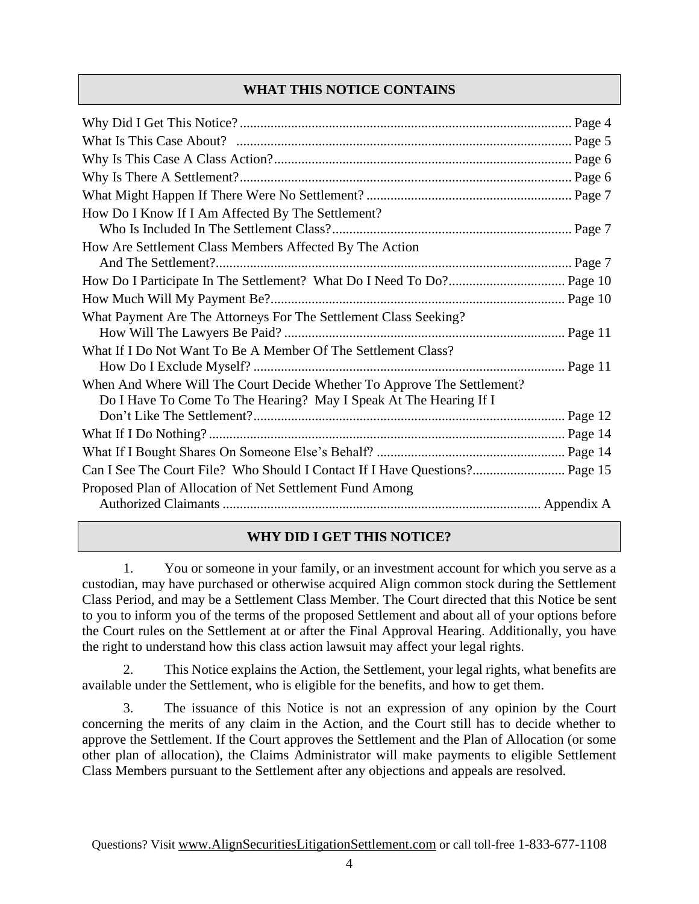## WHAT THIS NOTICE CONTAINS

| | |
|---|---|
| Why Did I Get This Notice? | Page 4 |
| What Is This Case About? | Page 5 |
| Why Is This Case A Class Action? | Page 6 |
| Why Is There A Settlement? | Page 6 |
| What Might Happen If There Were No Settlement? | Page 7 |
| How Do I Know If I Am Affected By The Settlement? Who Is Included In The Settlement Class? | Page 7 |
| How Are Settlement Class Members Affected By The Action And The Settlement? | Page 7 |
| How Do I Participate In The Settlement? What Do I Need To Do? | Page 10 |
| How Much Will My Payment Be? | Page 10 |
| What Payment Are The Attorneys For The Settlement Class Seeking? How Will The Lawyers Be Paid? | Page 11 |
| What If I Do Not Want To Be A Member Of The Settlement Class? How Do I Exclude Myself? | Page 11 |
| When And Where Will The Court Decide Whether To Approve The Settlement? Do I Have To Come To The Hearing? May I Speak At The Hearing If I Don't Like The Settlement? | Page 12 |
| What If I Do Nothing? | Page 14 |
| What If I Bought Shares On Someone Else's Behalf? | Page 14 |
| Can I See The Court File? Who Should I Contact If I Have Questions? | Page 15 |
| Proposed Plan of Allocation of Net Settlement Fund Among Authorized Claimants | Appendix A |

## WHY DID I GET THIS NOTICE?

1. You or someone in your family, or an investment account for which you serve as a custodian, may have purchased or otherwise acquired Align common stock during the Settlement Class Period, and may be a Settlement Class Member. The Court directed that this Notice be sent to you to inform you of the terms of the proposed Settlement and about all of your options before the Court rules on the Settlement at or after the Final Approval Hearing. Additionally, you have the right to understand how this class action lawsuit may affect your legal rights.

2. This Notice explains the Action, the Settlement, your legal rights, what benefits are available under the Settlement, who is eligible for the benefits, and how to get them.

3. The issuance of this Notice is not an expression of any opinion by the Court concerning the merits of any claim in the Action, and the Court still has to decide whether to approve the Settlement. If the Court approves the Settlement and the Plan of Allocation (or some other plan of allocation), the Claims Administrator will make payments to eligible Settlement Class Members pursuant to the Settlement after any objections and appeals are resolved.

Questions? Visit www.AlignSecuritiesLitigationSettlement.com or call toll-free 1-833-677-1108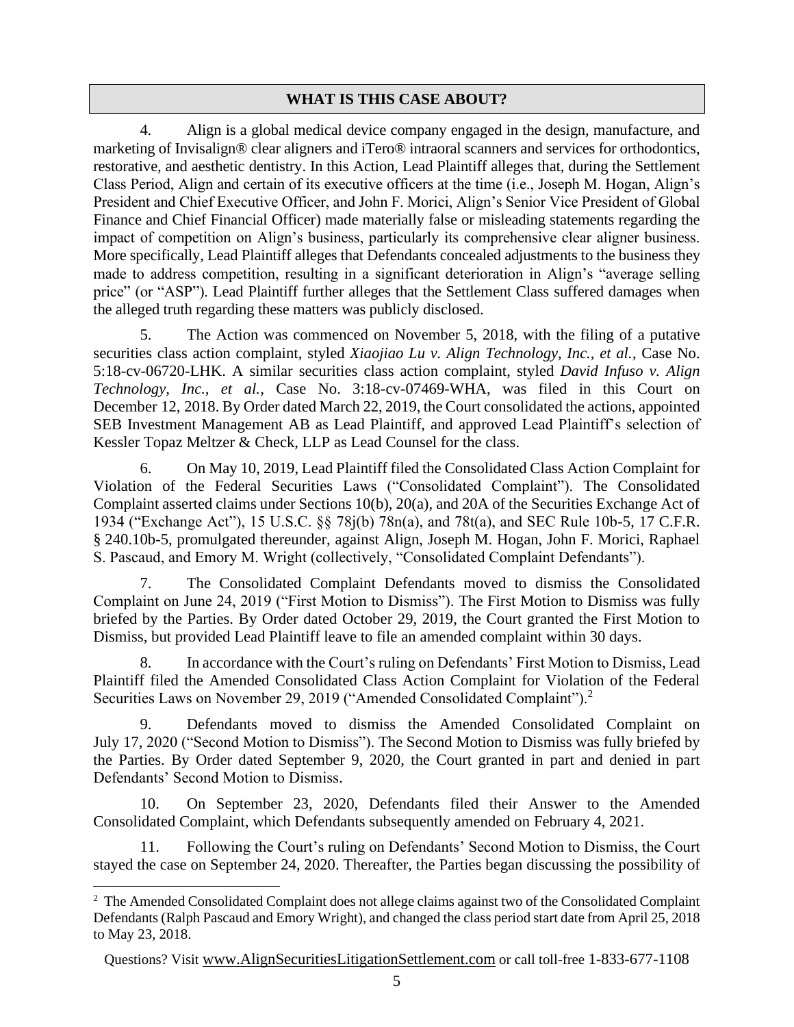## WHAT IS THIS CASE ABOUT?

4. Align is a global medical device company engaged in the design, manufacture, and marketing of Invisalign® clear aligners and iTero® intraoral scanners and services for orthodontics, restorative, and aesthetic dentistry. In this Action, Lead Plaintiff alleges that, during the Settlement Class Period, Align and certain of its executive officers at the time (i.e., Joseph M. Hogan, Align's President and Chief Executive Officer, and John F. Morici, Align's Senior Vice President of Global Finance and Chief Financial Officer) made materially false or misleading statements regarding the impact of competition on Align's business, particularly its comprehensive clear aligner business. More specifically, Lead Plaintiff alleges that Defendants concealed adjustments to the business they made to address competition, resulting in a significant deterioration in Align's "average selling price" (or "ASP"). Lead Plaintiff further alleges that the Settlement Class suffered damages when the alleged truth regarding these matters was publicly disclosed.

5. The Action was commenced on November 5, 2018, with the filing of a putative securities class action complaint, styled *Xiaojiao Lu v. Align Technology, Inc., et al.*, Case No. 5:18-cv-06720-LHK. A similar securities class action complaint, styled *David Infuso v. Align Technology, Inc., et al.*, Case No. 3:18-cv-07469-WHA, was filed in this Court on December 12, 2018. By Order dated March 22, 2019, the Court consolidated the actions, appointed SEB Investment Management AB as Lead Plaintiff, and approved Lead Plaintiff's selection of Kessler Topaz Meltzer & Check, LLP as Lead Counsel for the class.

6. On May 10, 2019, Lead Plaintiff filed the Consolidated Class Action Complaint for Violation of the Federal Securities Laws ("Consolidated Complaint"). The Consolidated Complaint asserted claims under Sections 10(b), 20(a), and 20A of the Securities Exchange Act of 1934 ("Exchange Act"), 15 U.S.C. §§ 78j(b) 78n(a), and 78t(a), and SEC Rule 10b-5, 17 C.F.R. § 240.10b-5, promulgated thereunder, against Align, Joseph M. Hogan, John F. Morici, Raphael S. Pascaud, and Emory M. Wright (collectively, "Consolidated Complaint Defendants").

7. The Consolidated Complaint Defendants moved to dismiss the Consolidated Complaint on June 24, 2019 ("First Motion to Dismiss"). The First Motion to Dismiss was fully briefed by the Parties. By Order dated October 29, 2019, the Court granted the First Motion to Dismiss, but provided Lead Plaintiff leave to file an amended complaint within 30 days.

8. In accordance with the Court's ruling on Defendants' First Motion to Dismiss, Lead Plaintiff filed the Amended Consolidated Class Action Complaint for Violation of the Federal Securities Laws on November 29, 2019 ("Amended Consolidated Complaint").[2]

9. Defendants moved to dismiss the Amended Consolidated Complaint on July 17, 2020 ("Second Motion to Dismiss"). The Second Motion to Dismiss was fully briefed by the Parties. By Order dated September 9, 2020, the Court granted in part and denied in part Defendants' Second Motion to Dismiss.

10. On September 23, 2020, Defendants filed their Answer to the Amended Consolidated Complaint, which Defendants subsequently amended on February 4, 2021.

11. Following the Court's ruling on Defendants' Second Motion to Dismiss, the Court stayed the case on September 24, 2020. Thereafter, the Parties began discussing the possibility of

[2] The Amended Consolidated Complaint does not allege claims against two of the Consolidated Complaint Defendants (Ralph Pascaud and Emory Wright), and changed the class period start date from April 25, 2018 to May 23, 2018.

Questions? Visit www.AlignSecuritiesLitigationSettlement.com or call toll-free 1-833-677-1108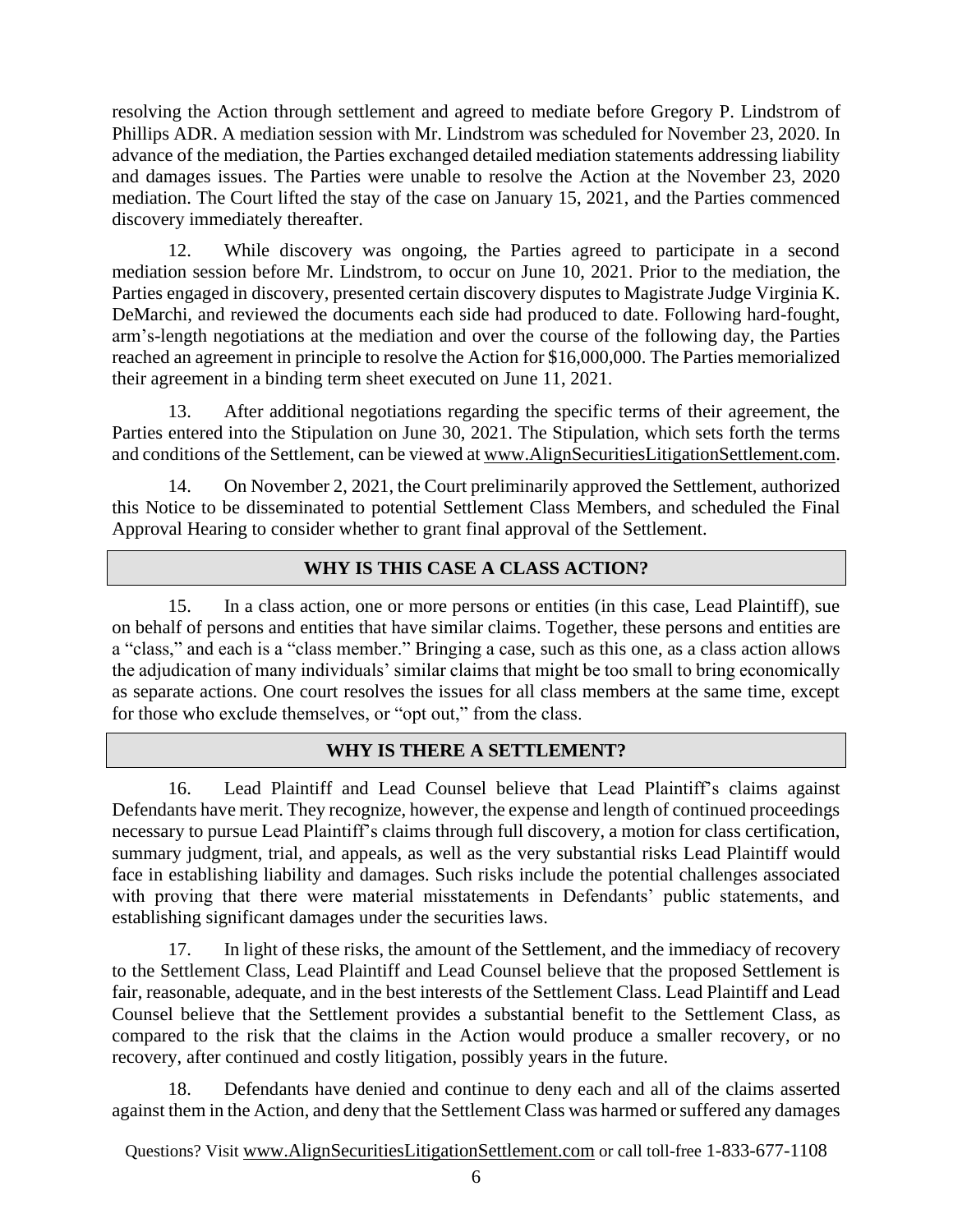resolving the Action through settlement and agreed to mediate before Gregory P. Lindstrom of Phillips ADR. A mediation session with Mr. Lindstrom was scheduled for November 23, 2020. In advance of the mediation, the Parties exchanged detailed mediation statements addressing liability and damages issues. The Parties were unable to resolve the Action at the November 23, 2020 mediation. The Court lifted the stay of the case on January 15, 2021, and the Parties commenced discovery immediately thereafter.

12. While discovery was ongoing, the Parties agreed to participate in a second mediation session before Mr. Lindstrom, to occur on June 10, 2021. Prior to the mediation, the Parties engaged in discovery, presented certain discovery disputes to Magistrate Judge Virginia K. DeMarchi, and reviewed the documents each side had produced to date. Following hard-fought, arm's-length negotiations at the mediation and over the course of the following day, the Parties reached an agreement in principle to resolve the Action for $16,000,000. The Parties memorialized their agreement in a binding term sheet executed on June 11, 2021.

13. After additional negotiations regarding the specific terms of their agreement, the Parties entered into the Stipulation on June 30, 2021. The Stipulation, which sets forth the terms and conditions of the Settlement, can be viewed at www.AlignSecuritiesLitigationSettlement.com.

14. On November 2, 2021, the Court preliminarily approved the Settlement, authorized this Notice to be disseminated to potential Settlement Class Members, and scheduled the Final Approval Hearing to consider whether to grant final approval of the Settlement.

## WHY IS THIS CASE A CLASS ACTION?

15. In a class action, one or more persons or entities (in this case, Lead Plaintiff), sue on behalf of persons and entities that have similar claims. Together, these persons and entities are a "class," and each is a "class member." Bringing a case, such as this one, as a class action allows the adjudication of many individuals' similar claims that might be too small to bring economically as separate actions. One court resolves the issues for all class members at the same time, except for those who exclude themselves, or "opt out," from the class.

## WHY IS THERE A SETTLEMENT?

16. Lead Plaintiff and Lead Counsel believe that Lead Plaintiff's claims against Defendants have merit. They recognize, however, the expense and length of continued proceedings necessary to pursue Lead Plaintiff's claims through full discovery, a motion for class certification, summary judgment, trial, and appeals, as well as the very substantial risks Lead Plaintiff would face in establishing liability and damages. Such risks include the potential challenges associated with proving that there were material misstatements in Defendants' public statements, and establishing significant damages under the securities laws.

17. In light of these risks, the amount of the Settlement, and the immediacy of recovery to the Settlement Class, Lead Plaintiff and Lead Counsel believe that the proposed Settlement is fair, reasonable, adequate, and in the best interests of the Settlement Class. Lead Plaintiff and Lead Counsel believe that the Settlement provides a substantial benefit to the Settlement Class, as compared to the risk that the claims in the Action would produce a smaller recovery, or no recovery, after continued and costly litigation, possibly years in the future.

18. Defendants have denied and continue to deny each and all of the claims asserted against them in the Action, and deny that the Settlement Class was harmed or suffered any damages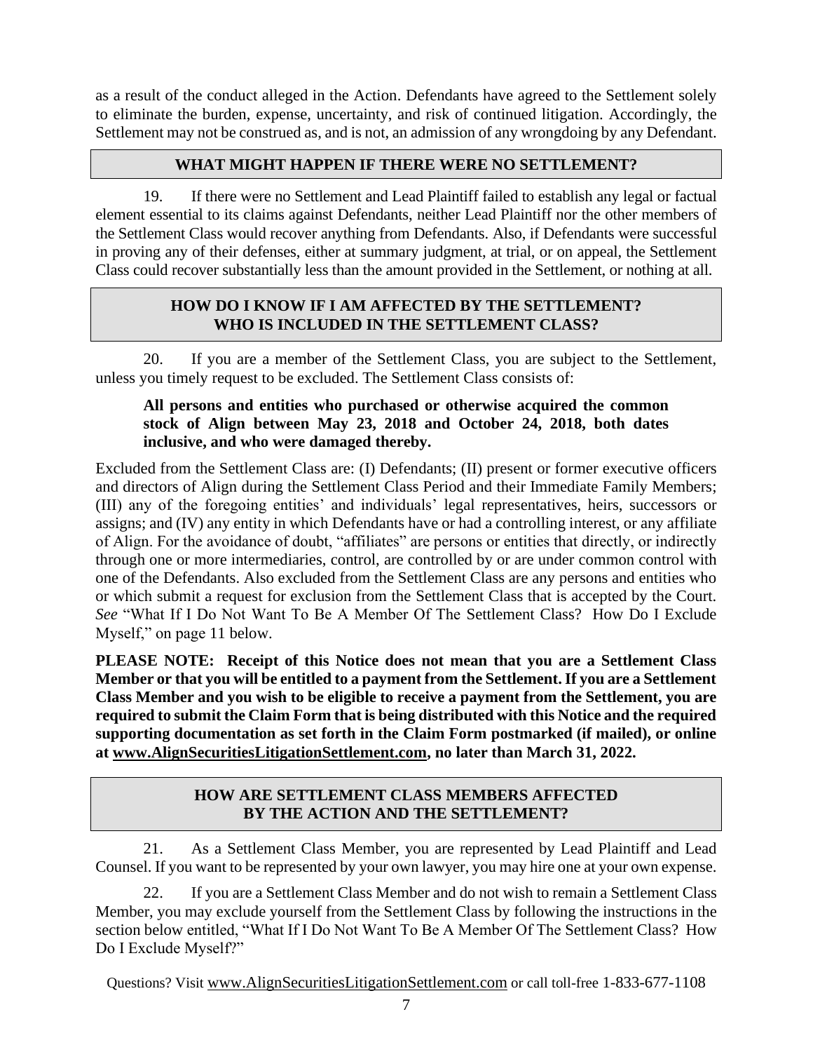as a result of the conduct alleged in the Action. Defendants have agreed to the Settlement solely to eliminate the burden, expense, uncertainty, and risk of continued litigation. Accordingly, the Settlement may not be construed as, and is not, an admission of any wrongdoing by any Defendant.

## WHAT MIGHT HAPPEN IF THERE WERE NO SETTLEMENT?

19. If there were no Settlement and Lead Plaintiff failed to establish any legal or factual element essential to its claims against Defendants, neither Lead Plaintiff nor the other members of the Settlement Class would recover anything from Defendants. Also, if Defendants were successful in proving any of their defenses, either at summary judgment, at trial, or on appeal, the Settlement Class could recover substantially less than the amount provided in the Settlement, or nothing at all.

## HOW DO I KNOW IF I AM AFFECTED BY THE SETTLEMENT? WHO IS INCLUDED IN THE SETTLEMENT CLASS?

20. If you are a member of the Settlement Class, you are subject to the Settlement, unless you timely request to be excluded. The Settlement Class consists of:

> **All persons and entities who purchased or otherwise acquired the common stock of Align between May 23, 2018 and October 24, 2018, both dates inclusive, and who were damaged thereby.**

Excluded from the Settlement Class are: (I) Defendants; (II) present or former executive officers and directors of Align during the Settlement Class Period and their Immediate Family Members; (III) any of the foregoing entities' and individuals' legal representatives, heirs, successors or assigns; and (IV) any entity in which Defendants have or had a controlling interest, or any affiliate of Align. For the avoidance of doubt, "affiliates" are persons or entities that directly, or indirectly through one or more intermediaries, control, are controlled by or are under common control with one of the Defendants. Also excluded from the Settlement Class are any persons and entities who or which submit a request for exclusion from the Settlement Class that is accepted by the Court. *See* "What If I Do Not Want To Be A Member Of The Settlement Class? How Do I Exclude Myself," on page 11 below.

**PLEASE NOTE: Receipt of this Notice does not mean that you are a Settlement Class Member or that you will be entitled to a payment from the Settlement. If you are a Settlement Class Member and you wish to be eligible to receive a payment from the Settlement, you are required to submit the Claim Form that is being distributed with this Notice and the required supporting documentation as set forth in the Claim Form postmarked (if mailed), or online at www.AlignSecuritiesLitigationSettlement.com, no later than March 31, 2022.**

## HOW ARE SETTLEMENT CLASS MEMBERS AFFECTED BY THE ACTION AND THE SETTLEMENT?

21. As a Settlement Class Member, you are represented by Lead Plaintiff and Lead Counsel. If you want to be represented by your own lawyer, you may hire one at your own expense.

22. If you are a Settlement Class Member and do not wish to remain a Settlement Class Member, you may exclude yourself from the Settlement Class by following the instructions in the section below entitled, "What If I Do Not Want To Be A Member Of The Settlement Class? How Do I Exclude Myself?"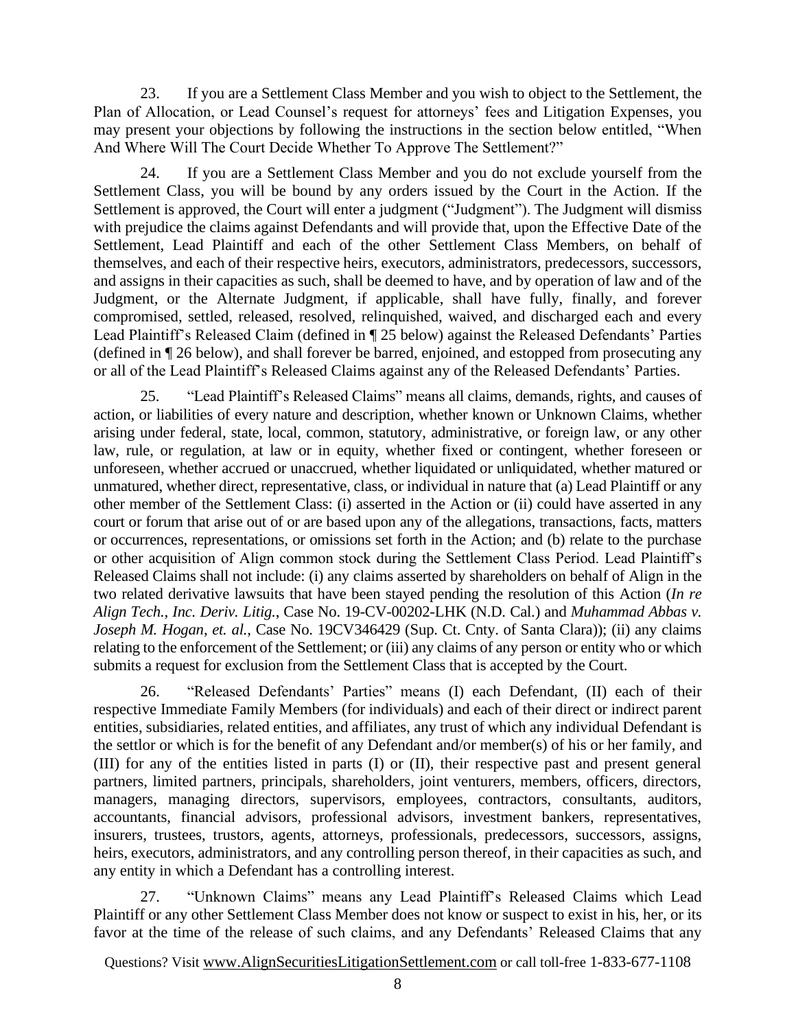23. If you are a Settlement Class Member and you wish to object to the Settlement, the Plan of Allocation, or Lead Counsel's request for attorneys' fees and Litigation Expenses, you may present your objections by following the instructions in the section below entitled, "When And Where Will The Court Decide Whether To Approve The Settlement?"

24. If you are a Settlement Class Member and you do not exclude yourself from the Settlement Class, you will be bound by any orders issued by the Court in the Action. If the Settlement is approved, the Court will enter a judgment ("Judgment"). The Judgment will dismiss with prejudice the claims against Defendants and will provide that, upon the Effective Date of the Settlement, Lead Plaintiff and each of the other Settlement Class Members, on behalf of themselves, and each of their respective heirs, executors, administrators, predecessors, successors, and assigns in their capacities as such, shall be deemed to have, and by operation of law and of the Judgment, or the Alternate Judgment, if applicable, shall have fully, finally, and forever compromised, settled, released, resolved, relinquished, waived, and discharged each and every Lead Plaintiff's Released Claim (defined in ¶ 25 below) against the Released Defendants' Parties (defined in ¶ 26 below), and shall forever be barred, enjoined, and estopped from prosecuting any or all of the Lead Plaintiff's Released Claims against any of the Released Defendants' Parties.

25. "Lead Plaintiff's Released Claims" means all claims, demands, rights, and causes of action, or liabilities of every nature and description, whether known or Unknown Claims, whether arising under federal, state, local, common, statutory, administrative, or foreign law, or any other law, rule, or regulation, at law or in equity, whether fixed or contingent, whether foreseen or unforeseen, whether accrued or unaccrued, whether liquidated or unliquidated, whether matured or unmatured, whether direct, representative, class, or individual in nature that (a) Lead Plaintiff or any other member of the Settlement Class: (i) asserted in the Action or (ii) could have asserted in any court or forum that arise out of or are based upon any of the allegations, transactions, facts, matters or occurrences, representations, or omissions set forth in the Action; and (b) relate to the purchase or other acquisition of Align common stock during the Settlement Class Period. Lead Plaintiff's Released Claims shall not include: (i) any claims asserted by shareholders on behalf of Align in the two related derivative lawsuits that have been stayed pending the resolution of this Action (*In re Align Tech., Inc. Deriv. Litig.*, Case No. 19-CV-00202-LHK (N.D. Cal.) and *Muhammad Abbas v. Joseph M. Hogan, et. al.*, Case No. 19CV346429 (Sup. Ct. Cnty. of Santa Clara)); (ii) any claims relating to the enforcement of the Settlement; or (iii) any claims of any person or entity who or which submits a request for exclusion from the Settlement Class that is accepted by the Court.

26. "Released Defendants' Parties" means (I) each Defendant, (II) each of their respective Immediate Family Members (for individuals) and each of their direct or indirect parent entities, subsidiaries, related entities, and affiliates, any trust of which any individual Defendant is the settlor or which is for the benefit of any Defendant and/or member(s) of his or her family, and (III) for any of the entities listed in parts (I) or (II), their respective past and present general partners, limited partners, principals, shareholders, joint venturers, members, officers, directors, managers, managing directors, supervisors, employees, contractors, consultants, auditors, accountants, financial advisors, professional advisors, investment bankers, representatives, insurers, trustees, trustors, agents, attorneys, professionals, predecessors, successors, assigns, heirs, executors, administrators, and any controlling person thereof, in their capacities as such, and any entity in which a Defendant has a controlling interest.

27. "Unknown Claims" means any Lead Plaintiff's Released Claims which Lead Plaintiff or any other Settlement Class Member does not know or suspect to exist in his, her, or its favor at the time of the release of such claims, and any Defendants' Released Claims that any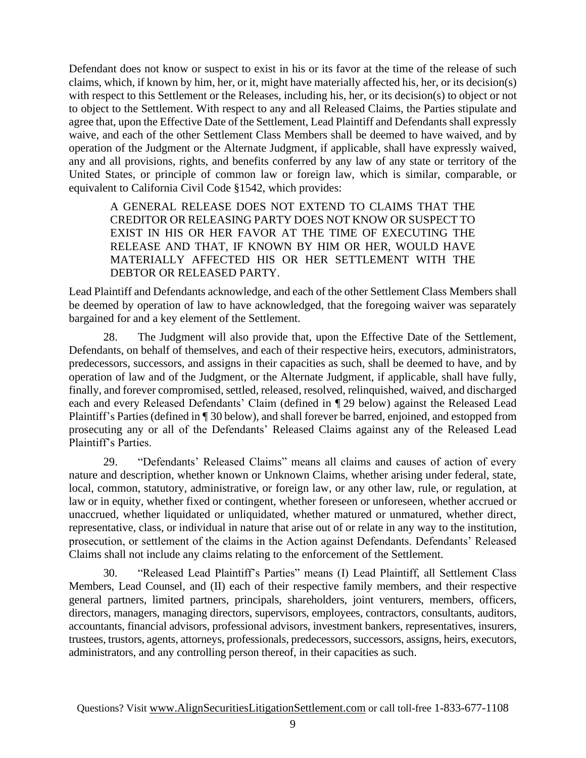Defendant does not know or suspect to exist in his or its favor at the time of the release of such claims, which, if known by him, her, or it, might have materially affected his, her, or its decision(s) with respect to this Settlement or the Releases, including his, her, or its decision(s) to object or not to object to the Settlement. With respect to any and all Released Claims, the Parties stipulate and agree that, upon the Effective Date of the Settlement, Lead Plaintiff and Defendants shall expressly waive, and each of the other Settlement Class Members shall be deemed to have waived, and by operation of the Judgment or the Alternate Judgment, if applicable, shall have expressly waived, any and all provisions, rights, and benefits conferred by any law of any state or territory of the United States, or principle of common law or foreign law, which is similar, comparable, or equivalent to California Civil Code §1542, which provides:

> A GENERAL RELEASE DOES NOT EXTEND TO CLAIMS THAT THE CREDITOR OR RELEASING PARTY DOES NOT KNOW OR SUSPECT TO EXIST IN HIS OR HER FAVOR AT THE TIME OF EXECUTING THE RELEASE AND THAT, IF KNOWN BY HIM OR HER, WOULD HAVE MATERIALLY AFFECTED HIS OR HER SETTLEMENT WITH THE DEBTOR OR RELEASED PARTY.

Lead Plaintiff and Defendants acknowledge, and each of the other Settlement Class Members shall be deemed by operation of law to have acknowledged, that the foregoing waiver was separately bargained for and a key element of the Settlement.

28. The Judgment will also provide that, upon the Effective Date of the Settlement, Defendants, on behalf of themselves, and each of their respective heirs, executors, administrators, predecessors, successors, and assigns in their capacities as such, shall be deemed to have, and by operation of law and of the Judgment, or the Alternate Judgment, if applicable, shall have fully, finally, and forever compromised, settled, released, resolved, relinquished, waived, and discharged each and every Released Defendants' Claim (defined in ¶ 29 below) against the Released Lead Plaintiff's Parties (defined in ¶ 30 below), and shall forever be barred, enjoined, and estopped from prosecuting any or all of the Defendants' Released Claims against any of the Released Lead Plaintiff's Parties.

29. "Defendants' Released Claims" means all claims and causes of action of every nature and description, whether known or Unknown Claims, whether arising under federal, state, local, common, statutory, administrative, or foreign law, or any other law, rule, or regulation, at law or in equity, whether fixed or contingent, whether foreseen or unforeseen, whether accrued or unaccrued, whether liquidated or unliquidated, whether matured or unmatured, whether direct, representative, class, or individual in nature that arise out of or relate in any way to the institution, prosecution, or settlement of the claims in the Action against Defendants. Defendants' Released Claims shall not include any claims relating to the enforcement of the Settlement.

30. "Released Lead Plaintiff's Parties" means (I) Lead Plaintiff, all Settlement Class Members, Lead Counsel, and (II) each of their respective family members, and their respective general partners, limited partners, principals, shareholders, joint venturers, members, officers, directors, managers, managing directors, supervisors, employees, contractors, consultants, auditors, accountants, financial advisors, professional advisors, investment bankers, representatives, insurers, trustees, trustors, agents, attorneys, professionals, predecessors, successors, assigns, heirs, executors, administrators, and any controlling person thereof, in their capacities as such.

Questions? Visit www.AlignSecuritiesLitigationSettlement.com or call toll-free 1-833-677-1108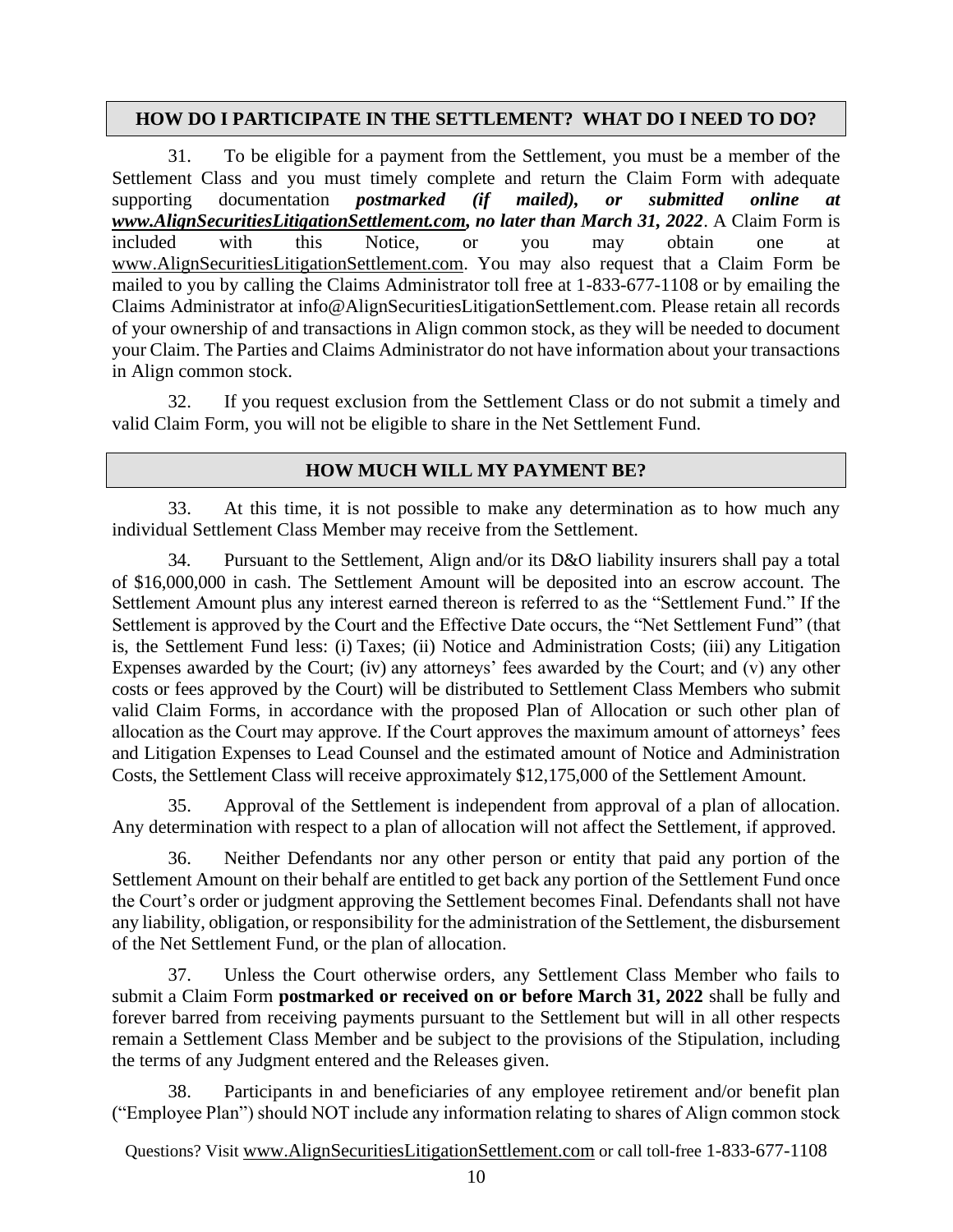## HOW DO I PARTICIPATE IN THE SETTLEMENT? WHAT DO I NEED TO DO?

31. To be eligible for a payment from the Settlement, you must be a member of the Settlement Class and you must timely complete and return the Claim Form with adequate supporting documentation ***postmarked (if mailed), or submitted online at www.AlignSecuritiesLitigationSettlement.com, no later than March 31, 2022***. A Claim Form is included with this Notice, or you may obtain one at www.AlignSecuritiesLitigationSettlement.com. You may also request that a Claim Form be mailed to you by calling the Claims Administrator toll free at 1-833-677-1108 or by emailing the Claims Administrator at info@AlignSecuritiesLitigationSettlement.com. Please retain all records of your ownership of and transactions in Align common stock, as they will be needed to document your Claim. The Parties and Claims Administrator do not have information about your transactions in Align common stock.

32. If you request exclusion from the Settlement Class or do not submit a timely and valid Claim Form, you will not be eligible to share in the Net Settlement Fund.

## HOW MUCH WILL MY PAYMENT BE?

33. At this time, it is not possible to make any determination as to how much any individual Settlement Class Member may receive from the Settlement.

34. Pursuant to the Settlement, Align and/or its D&O liability insurers shall pay a total of $16,000,000 in cash. The Settlement Amount will be deposited into an escrow account. The Settlement Amount plus any interest earned thereon is referred to as the "Settlement Fund." If the Settlement is approved by the Court and the Effective Date occurs, the "Net Settlement Fund" (that is, the Settlement Fund less: (i) Taxes; (ii) Notice and Administration Costs; (iii) any Litigation Expenses awarded by the Court; (iv) any attorneys' fees awarded by the Court; and (v) any other costs or fees approved by the Court) will be distributed to Settlement Class Members who submit valid Claim Forms, in accordance with the proposed Plan of Allocation or such other plan of allocation as the Court may approve. If the Court approves the maximum amount of attorneys' fees and Litigation Expenses to Lead Counsel and the estimated amount of Notice and Administration Costs, the Settlement Class will receive approximately $12,175,000 of the Settlement Amount.

35. Approval of the Settlement is independent from approval of a plan of allocation. Any determination with respect to a plan of allocation will not affect the Settlement, if approved.

36. Neither Defendants nor any other person or entity that paid any portion of the Settlement Amount on their behalf are entitled to get back any portion of the Settlement Fund once the Court's order or judgment approving the Settlement becomes Final. Defendants shall not have any liability, obligation, or responsibility for the administration of the Settlement, the disbursement of the Net Settlement Fund, or the plan of allocation.

37. Unless the Court otherwise orders, any Settlement Class Member who fails to submit a Claim Form **postmarked or received on or before March 31, 2022** shall be fully and forever barred from receiving payments pursuant to the Settlement but will in all other respects remain a Settlement Class Member and be subject to the provisions of the Stipulation, including the terms of any Judgment entered and the Releases given.

38. Participants in and beneficiaries of any employee retirement and/or benefit plan ("Employee Plan") should NOT include any information relating to shares of Align common stock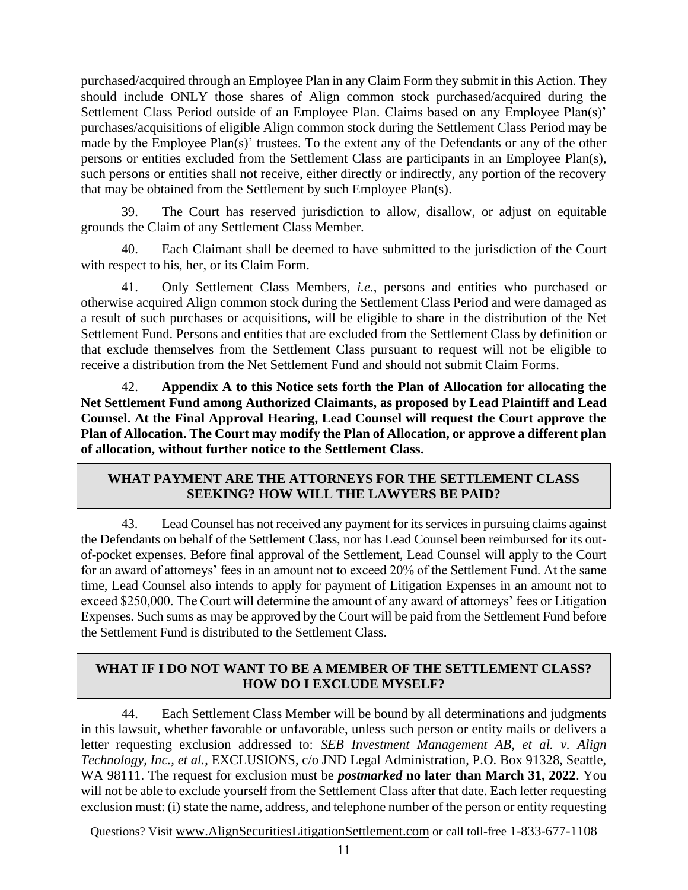purchased/acquired through an Employee Plan in any Claim Form they submit in this Action. They should include ONLY those shares of Align common stock purchased/acquired during the Settlement Class Period outside of an Employee Plan. Claims based on any Employee Plan(s)' purchases/acquisitions of eligible Align common stock during the Settlement Class Period may be made by the Employee Plan(s)' trustees. To the extent any of the Defendants or any of the other persons or entities excluded from the Settlement Class are participants in an Employee Plan(s), such persons or entities shall not receive, either directly or indirectly, any portion of the recovery that may be obtained from the Settlement by such Employee Plan(s).

39. The Court has reserved jurisdiction to allow, disallow, or adjust on equitable grounds the Claim of any Settlement Class Member.

40. Each Claimant shall be deemed to have submitted to the jurisdiction of the Court with respect to his, her, or its Claim Form.

41. Only Settlement Class Members, *i.e.*, persons and entities who purchased or otherwise acquired Align common stock during the Settlement Class Period and were damaged as a result of such purchases or acquisitions, will be eligible to share in the distribution of the Net Settlement Fund. Persons and entities that are excluded from the Settlement Class by definition or that exclude themselves from the Settlement Class pursuant to request will not be eligible to receive a distribution from the Net Settlement Fund and should not submit Claim Forms.

42. **Appendix A to this Notice sets forth the Plan of Allocation for allocating the Net Settlement Fund among Authorized Claimants, as proposed by Lead Plaintiff and Lead Counsel. At the Final Approval Hearing, Lead Counsel will request the Court approve the Plan of Allocation. The Court may modify the Plan of Allocation, or approve a different plan of allocation, without further notice to the Settlement Class.**

## WHAT PAYMENT ARE THE ATTORNEYS FOR THE SETTLEMENT CLASS SEEKING? HOW WILL THE LAWYERS BE PAID?

43. Lead Counsel has not received any payment for its services in pursuing claims against the Defendants on behalf of the Settlement Class, nor has Lead Counsel been reimbursed for its out-of-pocket expenses. Before final approval of the Settlement, Lead Counsel will apply to the Court for an award of attorneys' fees in an amount not to exceed 20% of the Settlement Fund. At the same time, Lead Counsel also intends to apply for payment of Litigation Expenses in an amount not to exceed $250,000. The Court will determine the amount of any award of attorneys' fees or Litigation Expenses. Such sums as may be approved by the Court will be paid from the Settlement Fund before the Settlement Fund is distributed to the Settlement Class.

## WHAT IF I DO NOT WANT TO BE A MEMBER OF THE SETTLEMENT CLASS? HOW DO I EXCLUDE MYSELF?

44. Each Settlement Class Member will be bound by all determinations and judgments in this lawsuit, whether favorable or unfavorable, unless such person or entity mails or delivers a letter requesting exclusion addressed to: *SEB Investment Management AB, et al. v. Align Technology, Inc., et al.*, EXCLUSIONS, c/o JND Legal Administration, P.O. Box 91328, Seattle, WA 98111. The request for exclusion must be ***postmarked*** **no later than March 31, 2022**. You will not be able to exclude yourself from the Settlement Class after that date. Each letter requesting exclusion must: (i) state the name, address, and telephone number of the person or entity requesting

Questions? Visit www.AlignSecuritiesLitigationSettlement.com or call toll-free 1-833-677-1108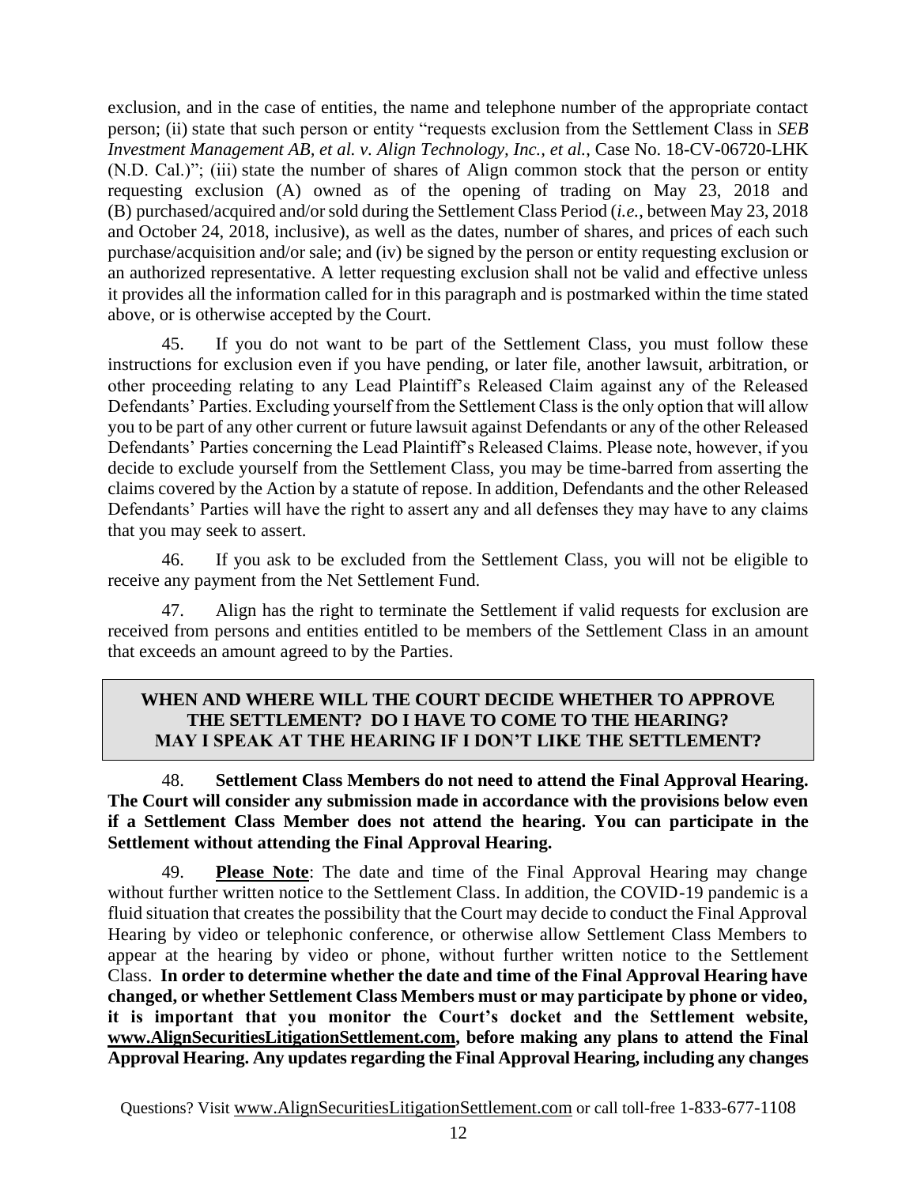exclusion, and in the case of entities, the name and telephone number of the appropriate contact person; (ii) state that such person or entity "requests exclusion from the Settlement Class in *SEB Investment Management AB, et al. v. Align Technology, Inc., et al.*, Case No. 18-CV-06720-LHK (N.D. Cal.)"; (iii) state the number of shares of Align common stock that the person or entity requesting exclusion (A) owned as of the opening of trading on May 23, 2018 and (B) purchased/acquired and/or sold during the Settlement Class Period (*i.e.*, between May 23, 2018 and October 24, 2018, inclusive), as well as the dates, number of shares, and prices of each such purchase/acquisition and/or sale; and (iv) be signed by the person or entity requesting exclusion or an authorized representative. A letter requesting exclusion shall not be valid and effective unless it provides all the information called for in this paragraph and is postmarked within the time stated above, or is otherwise accepted by the Court.

45. If you do not want to be part of the Settlement Class, you must follow these instructions for exclusion even if you have pending, or later file, another lawsuit, arbitration, or other proceeding relating to any Lead Plaintiff's Released Claim against any of the Released Defendants' Parties. Excluding yourself from the Settlement Class is the only option that will allow you to be part of any other current or future lawsuit against Defendants or any of the other Released Defendants' Parties concerning the Lead Plaintiff's Released Claims. Please note, however, if you decide to exclude yourself from the Settlement Class, you may be time-barred from asserting the claims covered by the Action by a statute of repose. In addition, Defendants and the other Released Defendants' Parties will have the right to assert any and all defenses they may have to any claims that you may seek to assert.

46. If you ask to be excluded from the Settlement Class, you will not be eligible to receive any payment from the Net Settlement Fund.

47. Align has the right to terminate the Settlement if valid requests for exclusion are received from persons and entities entitled to be members of the Settlement Class in an amount that exceeds an amount agreed to by the Parties.

## WHEN AND WHERE WILL THE COURT DECIDE WHETHER TO APPROVE THE SETTLEMENT? DO I HAVE TO COME TO THE HEARING? MAY I SPEAK AT THE HEARING IF I DON'T LIKE THE SETTLEMENT?

48. **Settlement Class Members do not need to attend the Final Approval Hearing. The Court will consider any submission made in accordance with the provisions below even if a Settlement Class Member does not attend the hearing. You can participate in the Settlement without attending the Final Approval Hearing.**

49. **Please Note**: The date and time of the Final Approval Hearing may change without further written notice to the Settlement Class. In addition, the COVID-19 pandemic is a fluid situation that creates the possibility that the Court may decide to conduct the Final Approval Hearing by video or telephonic conference, or otherwise allow Settlement Class Members to appear at the hearing by video or phone, without further written notice to the Settlement Class. **In order to determine whether the date and time of the Final Approval Hearing have changed, or whether Settlement Class Members must or may participate by phone or video, it is important that you monitor the Court's docket and the Settlement website, www.AlignSecuritiesLitigationSettlement.com, before making any plans to attend the Final Approval Hearing. Any updates regarding the Final Approval Hearing, including any changes**

Questions? Visit www.AlignSecuritiesLitigationSettlement.com or call toll-free 1-833-677-1108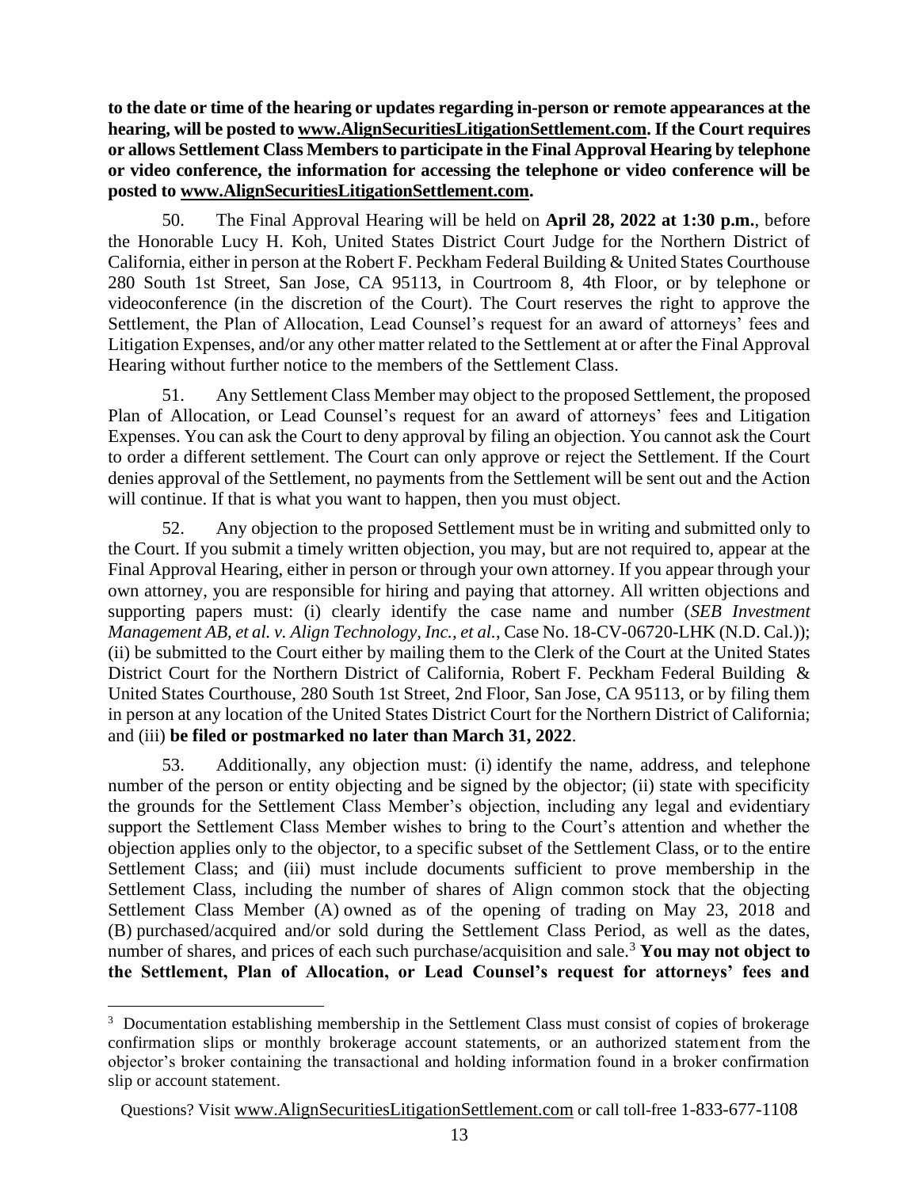**to the date or time of the hearing or updates regarding in-person or remote appearances at the hearing, will be posted to www.AlignSecuritiesLitigationSettlement.com. If the Court requires or allows Settlement Class Members to participate in the Final Approval Hearing by telephone or video conference, the information for accessing the telephone or video conference will be posted to www.AlignSecuritiesLitigationSettlement.com.**

50. The Final Approval Hearing will be held on **April 28, 2022 at 1:30 p.m.**, before the Honorable Lucy H. Koh, United States District Court Judge for the Northern District of California, either in person at the Robert F. Peckham Federal Building & United States Courthouse 280 South 1st Street, San Jose, CA 95113, in Courtroom 8, 4th Floor, or by telephone or videoconference (in the discretion of the Court). The Court reserves the right to approve the Settlement, the Plan of Allocation, Lead Counsel's request for an award of attorneys' fees and Litigation Expenses, and/or any other matter related to the Settlement at or after the Final Approval Hearing without further notice to the members of the Settlement Class.

51. Any Settlement Class Member may object to the proposed Settlement, the proposed Plan of Allocation, or Lead Counsel's request for an award of attorneys' fees and Litigation Expenses. You can ask the Court to deny approval by filing an objection. You cannot ask the Court to order a different settlement. The Court can only approve or reject the Settlement. If the Court denies approval of the Settlement, no payments from the Settlement will be sent out and the Action will continue. If that is what you want to happen, then you must object.

52. Any objection to the proposed Settlement must be in writing and submitted only to the Court. If you submit a timely written objection, you may, but are not required to, appear at the Final Approval Hearing, either in person or through your own attorney. If you appear through your own attorney, you are responsible for hiring and paying that attorney. All written objections and supporting papers must: (i) clearly identify the case name and number (*SEB Investment Management AB, et al. v. Align Technology, Inc., et al.*, Case No. 18-CV-06720-LHK (N.D. Cal.)); (ii) be submitted to the Court either by mailing them to the Clerk of the Court at the United States District Court for the Northern District of California, Robert F. Peckham Federal Building & United States Courthouse, 280 South 1st Street, 2nd Floor, San Jose, CA 95113, or by filing them in person at any location of the United States District Court for the Northern District of California; and (iii) **be filed or postmarked no later than March 31, 2022**.

53. Additionally, any objection must: (i) identify the name, address, and telephone number of the person or entity objecting and be signed by the objector; (ii) state with specificity the grounds for the Settlement Class Member's objection, including any legal and evidentiary support the Settlement Class Member wishes to bring to the Court's attention and whether the objection applies only to the objector, to a specific subset of the Settlement Class, or to the entire Settlement Class; and (iii) must include documents sufficient to prove membership in the Settlement Class, including the number of shares of Align common stock that the objecting Settlement Class Member (A) owned as of the opening of trading on May 23, 2018 and (B) purchased/acquired and/or sold during the Settlement Class Period, as well as the dates, number of shares, and prices of each such purchase/acquisition and sale.[3] **You may not object to the Settlement, Plan of Allocation, or Lead Counsel's request for attorneys' fees and**

[3] Documentation establishing membership in the Settlement Class must consist of copies of brokerage confirmation slips or monthly brokerage account statements, or an authorized statement from the objector's broker containing the transactional and holding information found in a broker confirmation slip or account statement.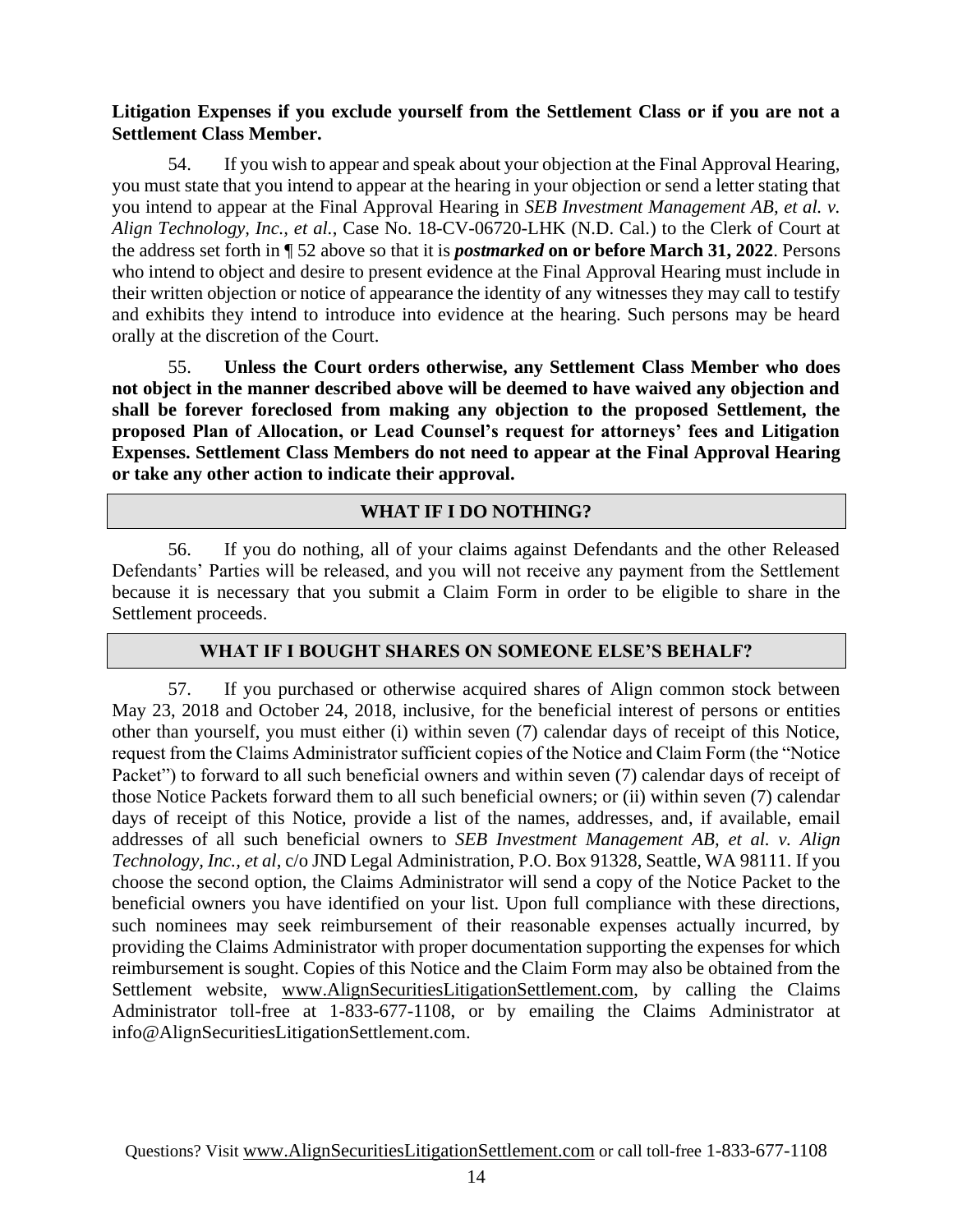**Litigation Expenses if you exclude yourself from the Settlement Class or if you are not a Settlement Class Member.**

54. If you wish to appear and speak about your objection at the Final Approval Hearing, you must state that you intend to appear at the hearing in your objection or send a letter stating that you intend to appear at the Final Approval Hearing in *SEB Investment Management AB, et al. v. Align Technology, Inc., et al.,* Case No. 18-CV-06720-LHK (N.D. Cal.) to the Clerk of Court at the address set forth in ¶ 52 above so that it is ***postmarked*** **on or before March 31, 2022**. Persons who intend to object and desire to present evidence at the Final Approval Hearing must include in their written objection or notice of appearance the identity of any witnesses they may call to testify and exhibits they intend to introduce into evidence at the hearing. Such persons may be heard orally at the discretion of the Court.

55. **Unless the Court orders otherwise, any Settlement Class Member who does not object in the manner described above will be deemed to have waived any objection and shall be forever foreclosed from making any objection to the proposed Settlement, the proposed Plan of Allocation, or Lead Counsel's request for attorneys' fees and Litigation Expenses. Settlement Class Members do not need to appear at the Final Approval Hearing or take any other action to indicate their approval.**

## WHAT IF I DO NOTHING?

56. If you do nothing, all of your claims against Defendants and the other Released Defendants' Parties will be released, and you will not receive any payment from the Settlement because it is necessary that you submit a Claim Form in order to be eligible to share in the Settlement proceeds.

## WHAT IF I BOUGHT SHARES ON SOMEONE ELSE'S BEHALF?

57. If you purchased or otherwise acquired shares of Align common stock between May 23, 2018 and October 24, 2018, inclusive, for the beneficial interest of persons or entities other than yourself, you must either (i) within seven (7) calendar days of receipt of this Notice, request from the Claims Administrator sufficient copies of the Notice and Claim Form (the "Notice Packet") to forward to all such beneficial owners and within seven (7) calendar days of receipt of those Notice Packets forward them to all such beneficial owners; or (ii) within seven (7) calendar days of receipt of this Notice, provide a list of the names, addresses, and, if available, email addresses of all such beneficial owners to *SEB Investment Management AB, et al. v. Align Technology, Inc., et al*, c/o JND Legal Administration, P.O. Box 91328, Seattle, WA 98111. If you choose the second option, the Claims Administrator will send a copy of the Notice Packet to the beneficial owners you have identified on your list. Upon full compliance with these directions, such nominees may seek reimbursement of their reasonable expenses actually incurred, by providing the Claims Administrator with proper documentation supporting the expenses for which reimbursement is sought. Copies of this Notice and the Claim Form may also be obtained from the Settlement website, www.AlignSecuritiesLitigationSettlement.com, by calling the Claims Administrator toll-free at 1-833-677-1108, or by emailing the Claims Administrator at info@AlignSecuritiesLitigationSettlement.com.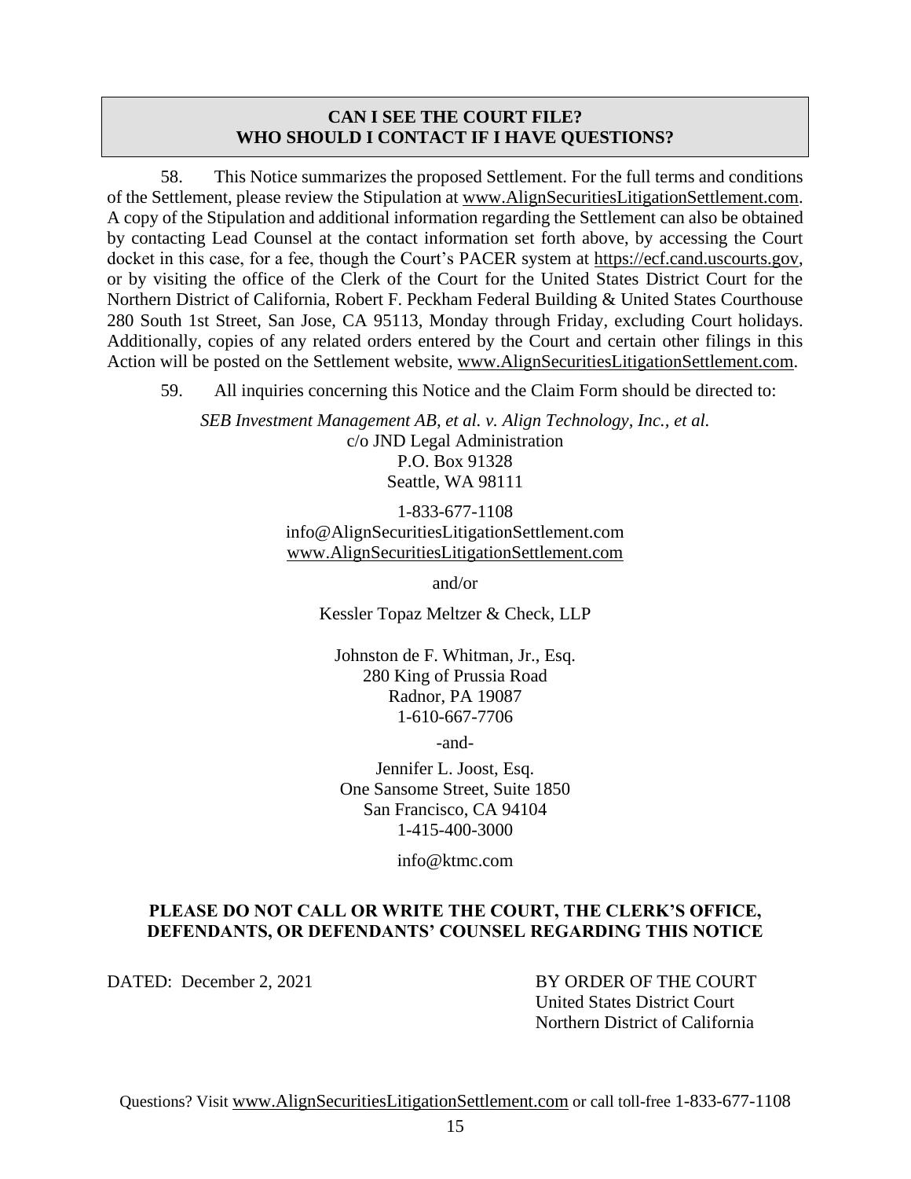## CAN I SEE THE COURT FILE? WHO SHOULD I CONTACT IF I HAVE QUESTIONS?

58. This Notice summarizes the proposed Settlement. For the full terms and conditions of the Settlement, please review the Stipulation at www.AlignSecuritiesLitigationSettlement.com. A copy of the Stipulation and additional information regarding the Settlement can also be obtained by contacting Lead Counsel at the contact information set forth above, by accessing the Court docket in this case, for a fee, though the Court's PACER system at https://ecf.cand.uscourts.gov, or by visiting the office of the Clerk of the Court for the United States District Court for the Northern District of California, Robert F. Peckham Federal Building & United States Courthouse 280 South 1st Street, San Jose, CA 95113, Monday through Friday, excluding Court holidays. Additionally, copies of any related orders entered by the Court and certain other filings in this Action will be posted on the Settlement website, www.AlignSecuritiesLitigationSettlement.com.

59. All inquiries concerning this Notice and the Claim Form should be directed to:

*SEB Investment Management AB, et al. v. Align Technology, Inc., et al.*
c/o JND Legal Administration
P.O. Box 91328
Seattle, WA 98111

1-833-677-1108
info@AlignSecuritiesLitigationSettlement.com
www.AlignSecuritiesLitigationSettlement.com

and/or

Kessler Topaz Meltzer & Check, LLP

Johnston de F. Whitman, Jr., Esq.
280 King of Prussia Road
Radnor, PA 19087
1-610-667-7706

-and-

Jennifer L. Joost, Esq.
One Sansome Street, Suite 1850
San Francisco, CA 94104
1-415-400-3000

info@ktmc.com

**PLEASE DO NOT CALL OR WRITE THE COURT, THE CLERK'S OFFICE, DEFENDANTS, OR DEFENDANTS' COUNSEL REGARDING THIS NOTICE**

DATED: December 2, 2021

BY ORDER OF THE COURT
United States District Court
Northern District of California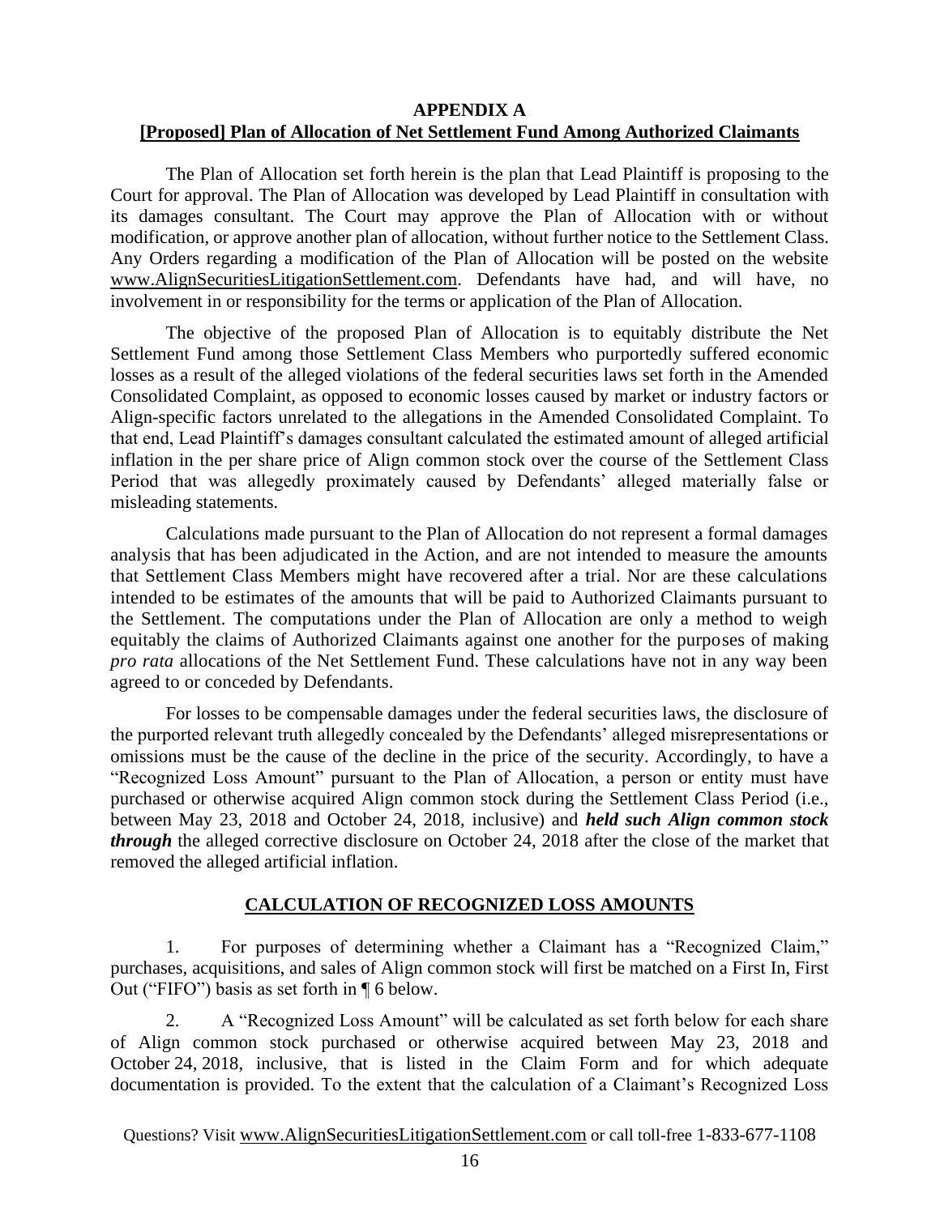## APPENDIX A

## [Proposed] Plan of Allocation of Net Settlement Fund Among Authorized Claimants

The Plan of Allocation set forth herein is the plan that Lead Plaintiff is proposing to the Court for approval. The Plan of Allocation was developed by Lead Plaintiff in consultation with its damages consultant. The Court may approve the Plan of Allocation with or without modification, or approve another plan of allocation, without further notice to the Settlement Class. Any Orders regarding a modification of the Plan of Allocation will be posted on the website www.AlignSecuritiesLitigationSettlement.com. Defendants have had, and will have, no involvement in or responsibility for the terms or application of the Plan of Allocation.

The objective of the proposed Plan of Allocation is to equitably distribute the Net Settlement Fund among those Settlement Class Members who purportedly suffered economic losses as a result of the alleged violations of the federal securities laws set forth in the Amended Consolidated Complaint, as opposed to economic losses caused by market or industry factors or Align-specific factors unrelated to the allegations in the Amended Consolidated Complaint. To that end, Lead Plaintiff's damages consultant calculated the estimated amount of alleged artificial inflation in the per share price of Align common stock over the course of the Settlement Class Period that was allegedly proximately caused by Defendants' alleged materially false or misleading statements.

Calculations made pursuant to the Plan of Allocation do not represent a formal damages analysis that has been adjudicated in the Action, and are not intended to measure the amounts that Settlement Class Members might have recovered after a trial. Nor are these calculations intended to be estimates of the amounts that will be paid to Authorized Claimants pursuant to the Settlement. The computations under the Plan of Allocation are only a method to weigh equitably the claims of Authorized Claimants against one another for the purposes of making *pro rata* allocations of the Net Settlement Fund. These calculations have not in any way been agreed to or conceded by Defendants.

For losses to be compensable damages under the federal securities laws, the disclosure of the purported relevant truth allegedly concealed by the Defendants' alleged misrepresentations or omissions must be the cause of the decline in the price of the security. Accordingly, to have a "Recognized Loss Amount" pursuant to the Plan of Allocation, a person or entity must have purchased or otherwise acquired Align common stock during the Settlement Class Period (i.e., between May 23, 2018 and October 24, 2018, inclusive) and ***held such Align common stock through*** the alleged corrective disclosure on October 24, 2018 after the close of the market that removed the alleged artificial inflation.

## CALCULATION OF RECOGNIZED LOSS AMOUNTS

1. For purposes of determining whether a Claimant has a "Recognized Claim," purchases, acquisitions, and sales of Align common stock will first be matched on a First In, First Out ("FIFO") basis as set forth in ¶ 6 below.

2. A "Recognized Loss Amount" will be calculated as set forth below for each share of Align common stock purchased or otherwise acquired between May 23, 2018 and October 24, 2018, inclusive, that is listed in the Claim Form and for which adequate documentation is provided. To the extent that the calculation of a Claimant's Recognized Loss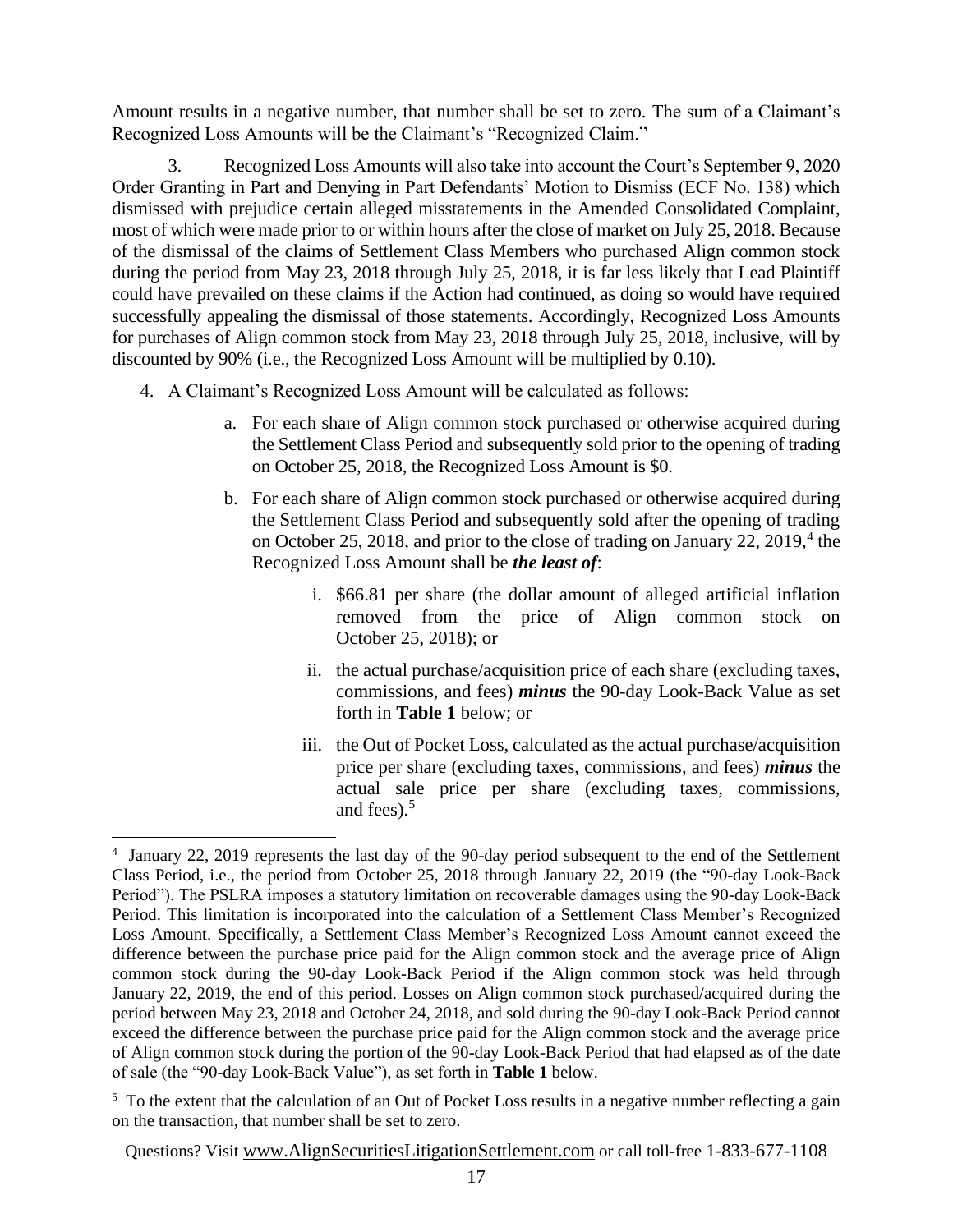Amount results in a negative number, that number shall be set to zero. The sum of a Claimant's Recognized Loss Amounts will be the Claimant's "Recognized Claim."

3. Recognized Loss Amounts will also take into account the Court's September 9, 2020 Order Granting in Part and Denying in Part Defendants' Motion to Dismiss (ECF No. 138) which dismissed with prejudice certain alleged misstatements in the Amended Consolidated Complaint, most of which were made prior to or within hours after the close of market on July 25, 2018. Because of the dismissal of the claims of Settlement Class Members who purchased Align common stock during the period from May 23, 2018 through July 25, 2018, it is far less likely that Lead Plaintiff could have prevailed on these claims if the Action had continued, as doing so would have required successfully appealing the dismissal of those statements. Accordingly, Recognized Loss Amounts for purchases of Align common stock from May 23, 2018 through July 25, 2018, inclusive, will by discounted by 90% (i.e., the Recognized Loss Amount will be multiplied by 0.10).

4. A Claimant's Recognized Loss Amount will be calculated as follows:

   a. For each share of Align common stock purchased or otherwise acquired during the Settlement Class Period and subsequently sold prior to the opening of trading on October 25, 2018, the Recognized Loss Amount is $0.

   b. For each share of Align common stock purchased or otherwise acquired during the Settlement Class Period and subsequently sold after the opening of trading on October 25, 2018, and prior to the close of trading on January 22, 2019,[4] the Recognized Loss Amount shall be ***the least of***:

      i. $66.81 per share (the dollar amount of alleged artificial inflation removed from the price of Align common stock on October 25, 2018); or

      ii. the actual purchase/acquisition price of each share (excluding taxes, commissions, and fees) ***minus*** the 90-day Look-Back Value as set forth in **Table 1** below; or

      iii. the Out of Pocket Loss, calculated as the actual purchase/acquisition price per share (excluding taxes, commissions, and fees) ***minus*** the actual sale price per share (excluding taxes, commissions, and fees).[5]

---

[4] January 22, 2019 represents the last day of the 90-day period subsequent to the end of the Settlement Class Period, i.e., the period from October 25, 2018 through January 22, 2019 (the "90-day Look-Back Period"). The PSLRA imposes a statutory limitation on recoverable damages using the 90-day Look-Back Period. This limitation is incorporated into the calculation of a Settlement Class Member's Recognized Loss Amount. Specifically, a Settlement Class Member's Recognized Loss Amount cannot exceed the difference between the purchase price paid for the Align common stock and the average price of Align common stock during the 90-day Look-Back Period if the Align common stock was held through January 22, 2019, the end of this period. Losses on Align common stock purchased/acquired during the period between May 23, 2018 and October 24, 2018, and sold during the 90-day Look-Back Period cannot exceed the difference between the purchase price paid for the Align common stock and the average price of Align common stock during the portion of the 90-day Look-Back Period that had elapsed as of the date of sale (the "90-day Look-Back Value"), as set forth in **Table 1** below.

[5] To the extent that the calculation of an Out of Pocket Loss results in a negative number reflecting a gain on the transaction, that number shall be set to zero.

Questions? Visit www.AlignSecuritiesLitigationSettlement.com or call toll-free 1-833-677-1108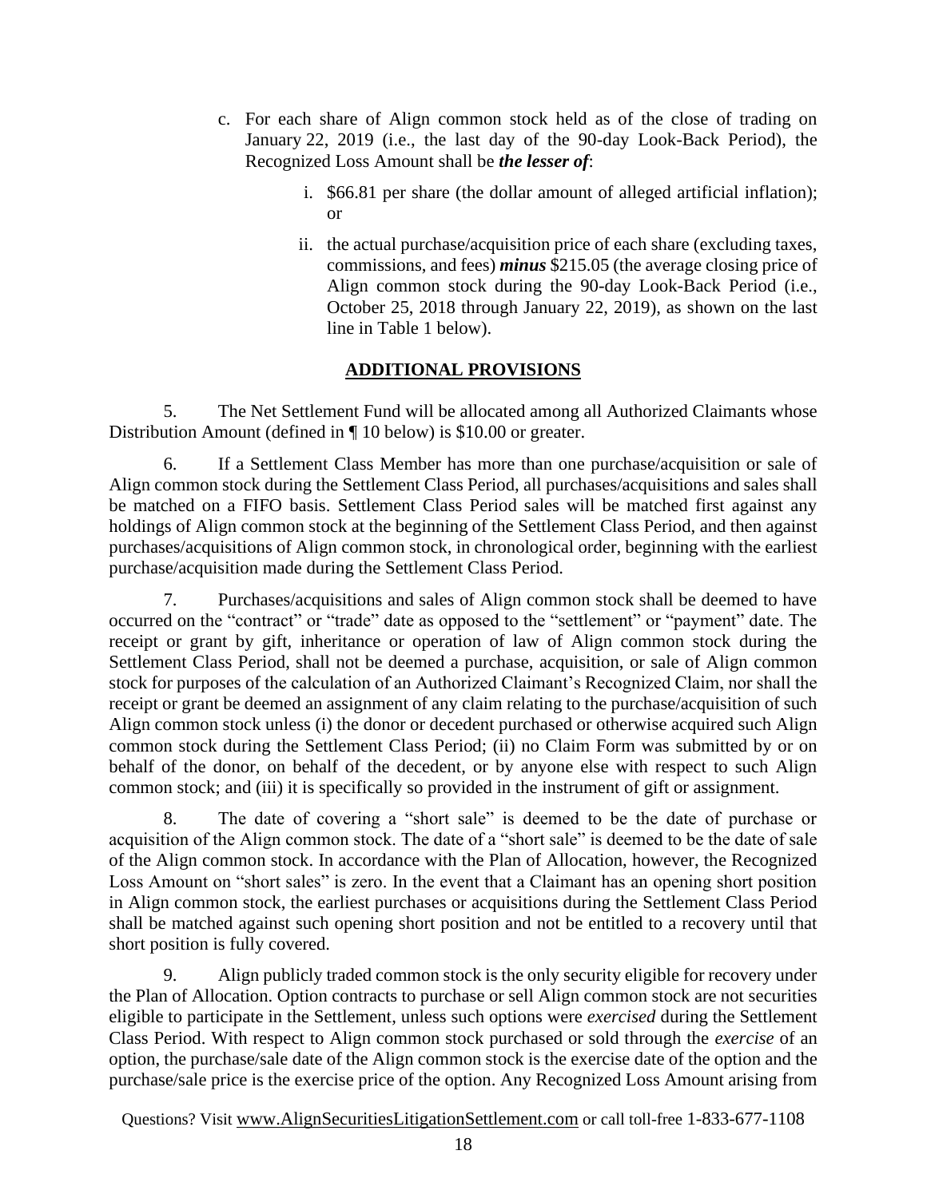c. For each share of Align common stock held as of the close of trading on January 22, 2019 (i.e., the last day of the 90-day Look-Back Period), the Recognized Loss Amount shall be ***the lesser of***:

   i. $66.81 per share (the dollar amount of alleged artificial inflation); or

   ii. the actual purchase/acquisition price of each share (excluding taxes, commissions, and fees) ***minus*** $215.05 (the average closing price of Align common stock during the 90-day Look-Back Period (i.e., October 25, 2018 through January 22, 2019), as shown on the last line in Table 1 below).

## ADDITIONAL PROVISIONS

5. The Net Settlement Fund will be allocated among all Authorized Claimants whose Distribution Amount (defined in ¶ 10 below) is $10.00 or greater.

6. If a Settlement Class Member has more than one purchase/acquisition or sale of Align common stock during the Settlement Class Period, all purchases/acquisitions and sales shall be matched on a FIFO basis. Settlement Class Period sales will be matched first against any holdings of Align common stock at the beginning of the Settlement Class Period, and then against purchases/acquisitions of Align common stock, in chronological order, beginning with the earliest purchase/acquisition made during the Settlement Class Period.

7. Purchases/acquisitions and sales of Align common stock shall be deemed to have occurred on the "contract" or "trade" date as opposed to the "settlement" or "payment" date. The receipt or grant by gift, inheritance or operation of law of Align common stock during the Settlement Class Period, shall not be deemed a purchase, acquisition, or sale of Align common stock for purposes of the calculation of an Authorized Claimant's Recognized Claim, nor shall the receipt or grant be deemed an assignment of any claim relating to the purchase/acquisition of such Align common stock unless (i) the donor or decedent purchased or otherwise acquired such Align common stock during the Settlement Class Period; (ii) no Claim Form was submitted by or on behalf of the donor, on behalf of the decedent, or by anyone else with respect to such Align common stock; and (iii) it is specifically so provided in the instrument of gift or assignment.

8. The date of covering a "short sale" is deemed to be the date of purchase or acquisition of the Align common stock. The date of a "short sale" is deemed to be the date of sale of the Align common stock. In accordance with the Plan of Allocation, however, the Recognized Loss Amount on "short sales" is zero. In the event that a Claimant has an opening short position in Align common stock, the earliest purchases or acquisitions during the Settlement Class Period shall be matched against such opening short position and not be entitled to a recovery until that short position is fully covered.

9. Align publicly traded common stock is the only security eligible for recovery under the Plan of Allocation. Option contracts to purchase or sell Align common stock are not securities eligible to participate in the Settlement, unless such options were *exercised* during the Settlement Class Period. With respect to Align common stock purchased or sold through the *exercise* of an option, the purchase/sale date of the Align common stock is the exercise date of the option and the purchase/sale price is the exercise price of the option. Any Recognized Loss Amount arising from

Questions? Visit www.AlignSecuritiesLitigationSettlement.com or call toll-free 1-833-677-1108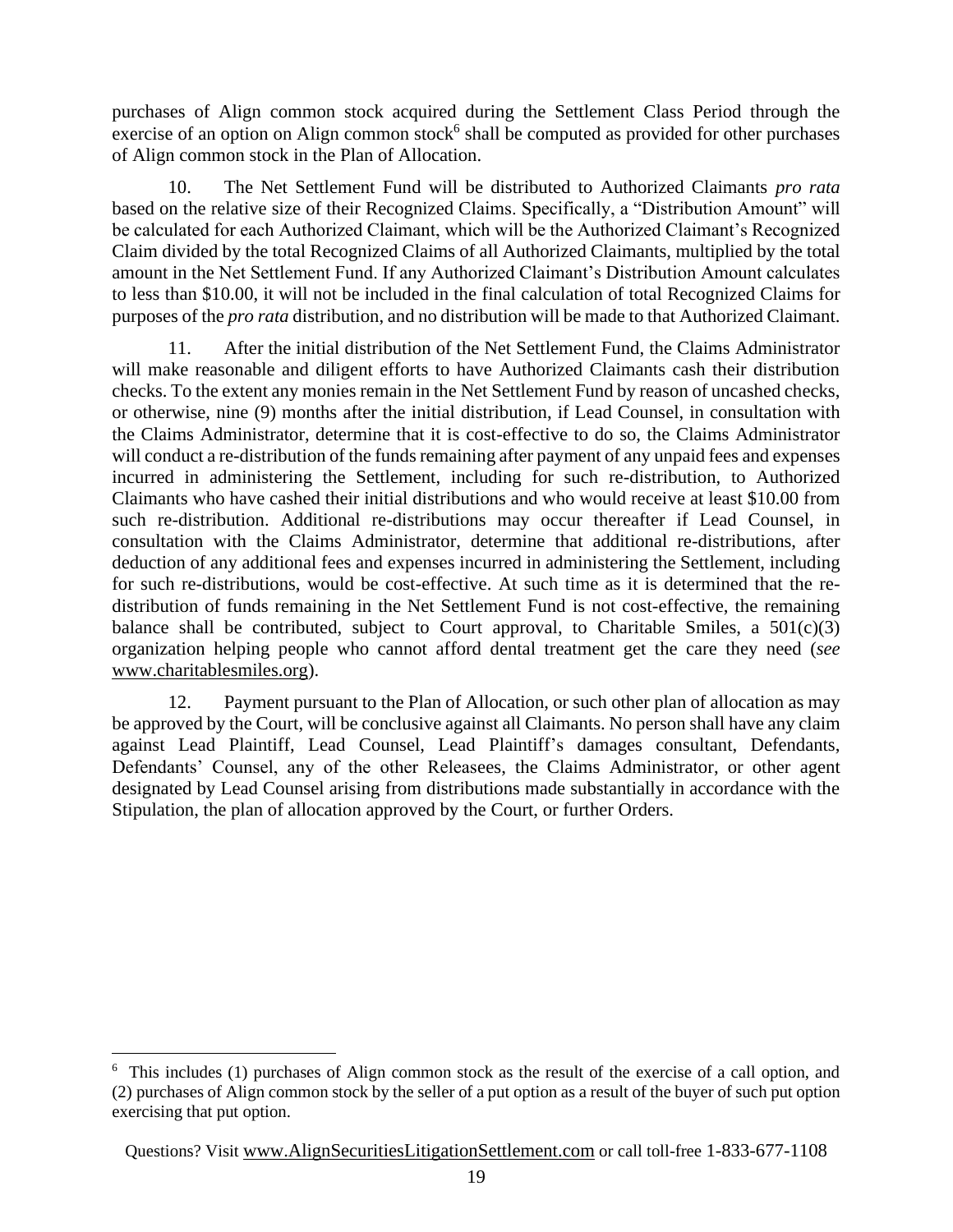purchases of Align common stock acquired during the Settlement Class Period through the exercise of an option on Align common stock[6] shall be computed as provided for other purchases of Align common stock in the Plan of Allocation.

10. The Net Settlement Fund will be distributed to Authorized Claimants *pro rata* based on the relative size of their Recognized Claims. Specifically, a "Distribution Amount" will be calculated for each Authorized Claimant, which will be the Authorized Claimant's Recognized Claim divided by the total Recognized Claims of all Authorized Claimants, multiplied by the total amount in the Net Settlement Fund. If any Authorized Claimant's Distribution Amount calculates to less than $10.00, it will not be included in the final calculation of total Recognized Claims for purposes of the *pro rata* distribution, and no distribution will be made to that Authorized Claimant.

11. After the initial distribution of the Net Settlement Fund, the Claims Administrator will make reasonable and diligent efforts to have Authorized Claimants cash their distribution checks. To the extent any monies remain in the Net Settlement Fund by reason of uncashed checks, or otherwise, nine (9) months after the initial distribution, if Lead Counsel, in consultation with the Claims Administrator, determine that it is cost-effective to do so, the Claims Administrator will conduct a re-distribution of the funds remaining after payment of any unpaid fees and expenses incurred in administering the Settlement, including for such re-distribution, to Authorized Claimants who have cashed their initial distributions and who would receive at least $10.00 from such re-distribution. Additional re-distributions may occur thereafter if Lead Counsel, in consultation with the Claims Administrator, determine that additional re-distributions, after deduction of any additional fees and expenses incurred in administering the Settlement, including for such re-distributions, would be cost-effective. At such time as it is determined that the re-distribution of funds remaining in the Net Settlement Fund is not cost-effective, the remaining balance shall be contributed, subject to Court approval, to Charitable Smiles, a 501(c)(3) organization helping people who cannot afford dental treatment get the care they need (*see* www.charitablesmiles.org).

12. Payment pursuant to the Plan of Allocation, or such other plan of allocation as may be approved by the Court, will be conclusive against all Claimants. No person shall have any claim against Lead Plaintiff, Lead Counsel, Lead Plaintiff's damages consultant, Defendants, Defendants' Counsel, any of the other Releasees, the Claims Administrator, or other agent designated by Lead Counsel arising from distributions made substantially in accordance with the Stipulation, the plan of allocation approved by the Court, or further Orders.

---

[6] This includes (1) purchases of Align common stock as the result of the exercise of a call option, and (2) purchases of Align common stock by the seller of a put option as a result of the buyer of such put option exercising that put option.

Questions? Visit www.AlignSecuritiesLitigationSettlement.com or call toll-free 1-833-677-1108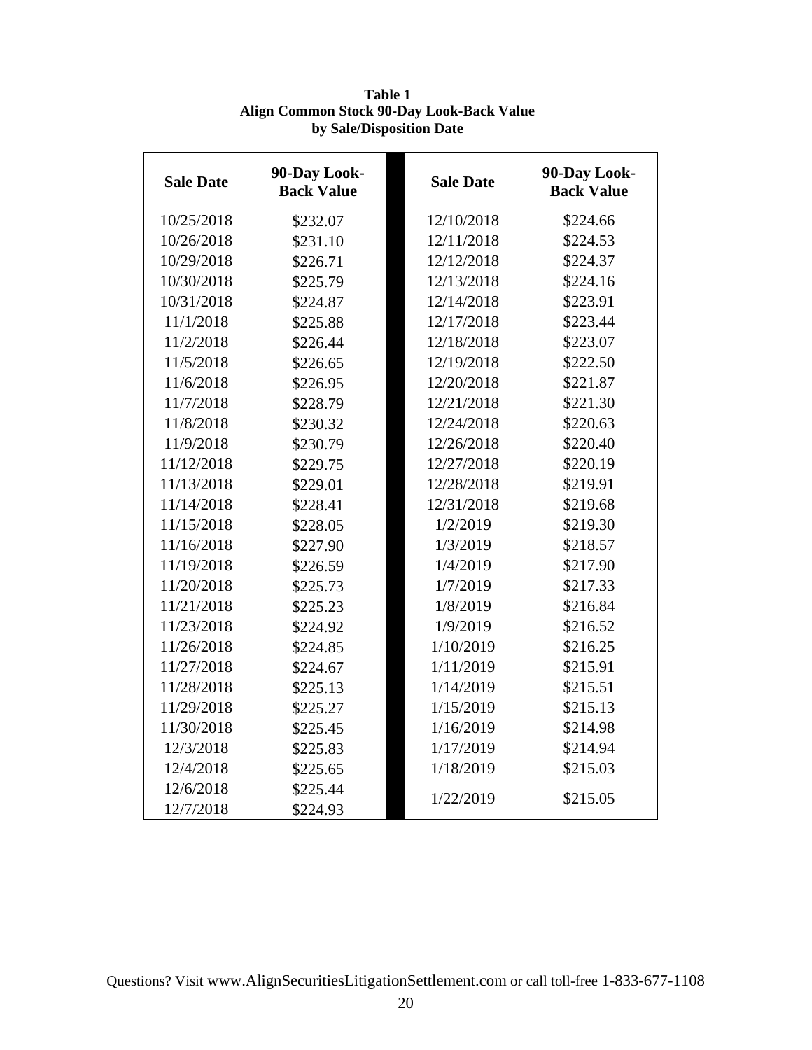**Table 1**
**Align Common Stock 90-Day Look-Back Value**
**by Sale/Disposition Date**

| Sale Date | 90-Day Look-Back Value | Sale Date | 90-Day Look-Back Value |
|---|---|---|---|
| 10/25/2018 | $232.07 | 12/10/2018 | $224.66 |
| 10/26/2018 | $231.10 | 12/11/2018 | $224.53 |
| 10/29/2018 | $226.71 | 12/12/2018 | $224.37 |
| 10/30/2018 | $225.79 | 12/13/2018 | $224.16 |
| 10/31/2018 | $224.87 | 12/14/2018 | $223.91 |
| 11/1/2018 | $225.88 | 12/17/2018 | $223.44 |
| 11/2/2018 | $226.44 | 12/18/2018 | $223.07 |
| 11/5/2018 | $226.65 | 12/19/2018 | $222.50 |
| 11/6/2018 | $226.95 | 12/20/2018 | $221.87 |
| 11/7/2018 | $228.79 | 12/21/2018 | $221.30 |
| 11/8/2018 | $230.32 | 12/24/2018 | $220.63 |
| 11/9/2018 | $230.79 | 12/26/2018 | $220.40 |
| 11/12/2018 | $229.75 | 12/27/2018 | $220.19 |
| 11/13/2018 | $229.01 | 12/28/2018 | $219.91 |
| 11/14/2018 | $228.41 | 12/31/2018 | $219.68 |
| 11/15/2018 | $228.05 | 1/2/2019 | $219.30 |
| 11/16/2018 | $227.90 | 1/3/2019 | $218.57 |
| 11/19/2018 | $226.59 | 1/4/2019 | $217.90 |
| 11/20/2018 | $225.73 | 1/7/2019 | $217.33 |
| 11/21/2018 | $225.23 | 1/8/2019 | $216.84 |
| 11/23/2018 | $224.92 | 1/9/2019 | $216.52 |
| 11/26/2018 | $224.85 | 1/10/2019 | $216.25 |
| 11/27/2018 | $224.67 | 1/11/2019 | $215.91 |
| 11/28/2018 | $225.13 | 1/14/2019 | $215.51 |
| 11/29/2018 | $225.27 | 1/15/2019 | $215.13 |
| 11/30/2018 | $225.45 | 1/16/2019 | $214.98 |
| 12/3/2018 | $225.83 | 1/17/2019 | $214.94 |
| 12/4/2018 | $225.65 | 1/18/2019 | $215.03 |
| 12/6/2018 | $225.44 | 1/22/2019 | $215.05 |
| 12/7/2018 | $224.93 | | |

Questions? Visit www.AlignSecuritiesLitigationSettlement.com or call toll-free 1-833-677-1108